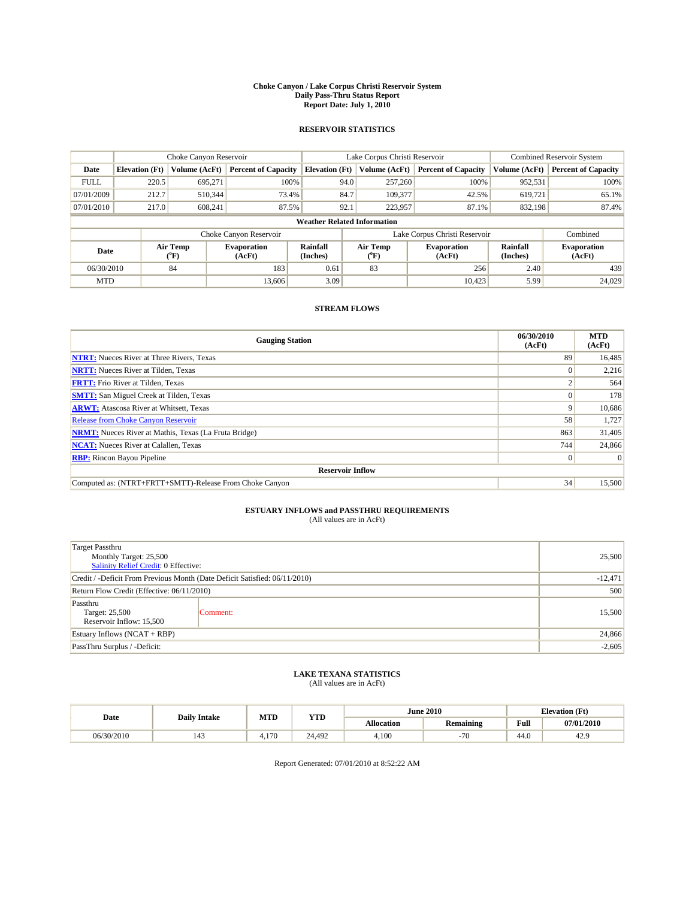# Choke Canyon / Lake Corpus Christi Reservoir System
## Daily Pass-Thru Status Report
### Report Date: July 1, 2010

## RESERVOIR STATISTICS

| | Choke Canyon Reservoir | | | Lake Corpus Christi Reservoir | | | Combined Reservoir System | |
|---|---|---|---|---|---|---|---|---|
| Date | Elevation (Ft) | Volume (AcFt) | Percent of Capacity | Elevation (Ft) | Volume (AcFt) | Percent of Capacity | Volume (AcFt) | Percent of Capacity |
| FULL | 220.5 | 695,271 | 100% | 94.0 | 257,260 | 100% | 952,531 | 100% |
| 07/01/2009 | 212.7 | 510,344 | 73.4% | 84.7 | 109,377 | 42.5% | 619,721 | 65.1% |
| 07/01/2010 | 217.0 | 608,241 | 87.5% | 92.1 | 223,957 | 87.1% | 832,198 | 87.4% |

**Weather Related Information**

| | Choke Canyon Reservoir | | | Lake Corpus Christi Reservoir | | | Combined |
|---|---|---|---|---|---|---|---|
| Date | Air Temp (°F) | Evaporation (AcFt) | Rainfall (Inches) | Air Temp (°F) | Evaporation (AcFt) | Rainfall (Inches) | Evaporation (AcFt) |
| 06/30/2010 | 84 | 183 | 0.61 | 83 | 256 | 2.40 | 439 |
| MTD | | 13,606 | 3.09 | | 10,423 | 5.99 | 24,029 |

## STREAM FLOWS

| Gauging Station | 06/30/2010 (AcFt) | MTD (AcFt) |
|---|---|---|
| NTRT: Nueces River at Three Rivers, Texas | 89 | 16,485 |
| NRTT: Nueces River at Tilden, Texas | 0 | 2,216 |
| FRTT: Frio River at Tilden, Texas | 2 | 564 |
| SMTT: San Miguel Creek at Tilden, Texas | 0 | 178 |
| ARWT: Atascosa River at Whitsett, Texas | 9 | 10,686 |
| Release from Choke Canyon Reservoir | 58 | 1,727 |
| NRMT: Nueces River at Mathis, Texas (La Fruta Bridge) | 863 | 31,405 |
| NCAT: Nueces River at Calallen, Texas | 744 | 24,866 |
| RBP: Rincon Bayou Pipeline | 0 | 0 |
| **Reservoir Inflow** | | |
| Computed as: (NTRT+FRTT+SMTT)-Release From Choke Canyon | 34 | 15,500 |

## ESTUARY INFLOWS and PASSTHRU REQUIREMENTS
(All values are in AcFt)

| | |
|---|---|
| Target Passthru<br>Monthly Target: 25,500<br>Salinity Relief Credit: 0 Effective: | 25,500 |
| Credit / -Deficit From Previous Month (Date Deficit Satisfied: 06/11/2010) | -12,471 |
| Return Flow Credit (Effective: 06/11/2010) | 500 |
| Passthru<br>Target: 25,500<br>Reservoir Inflow: 15,500 &nbsp;&nbsp;&nbsp; Comment: | 15,500 |
| Estuary Inflows (NCAT + RBP) | 24,866 |
| PassThru Surplus / -Deficit: | -2,605 |

## LAKE TEXANA STATISTICS
(All values are in AcFt)

| Date | Daily Intake | MTD | YTD | June 2010 | | Elevation (Ft) | |
|---|---|---|---|---|---|---|---|
| | | | | Allocation | Remaining | Full | 07/01/2010 |
| 06/30/2010 | 143 | 4,170 | 24,492 | 4,100 | -70 | 44.0 | 42.9 |

Report Generated: 07/01/2010 at 8:52:22 AM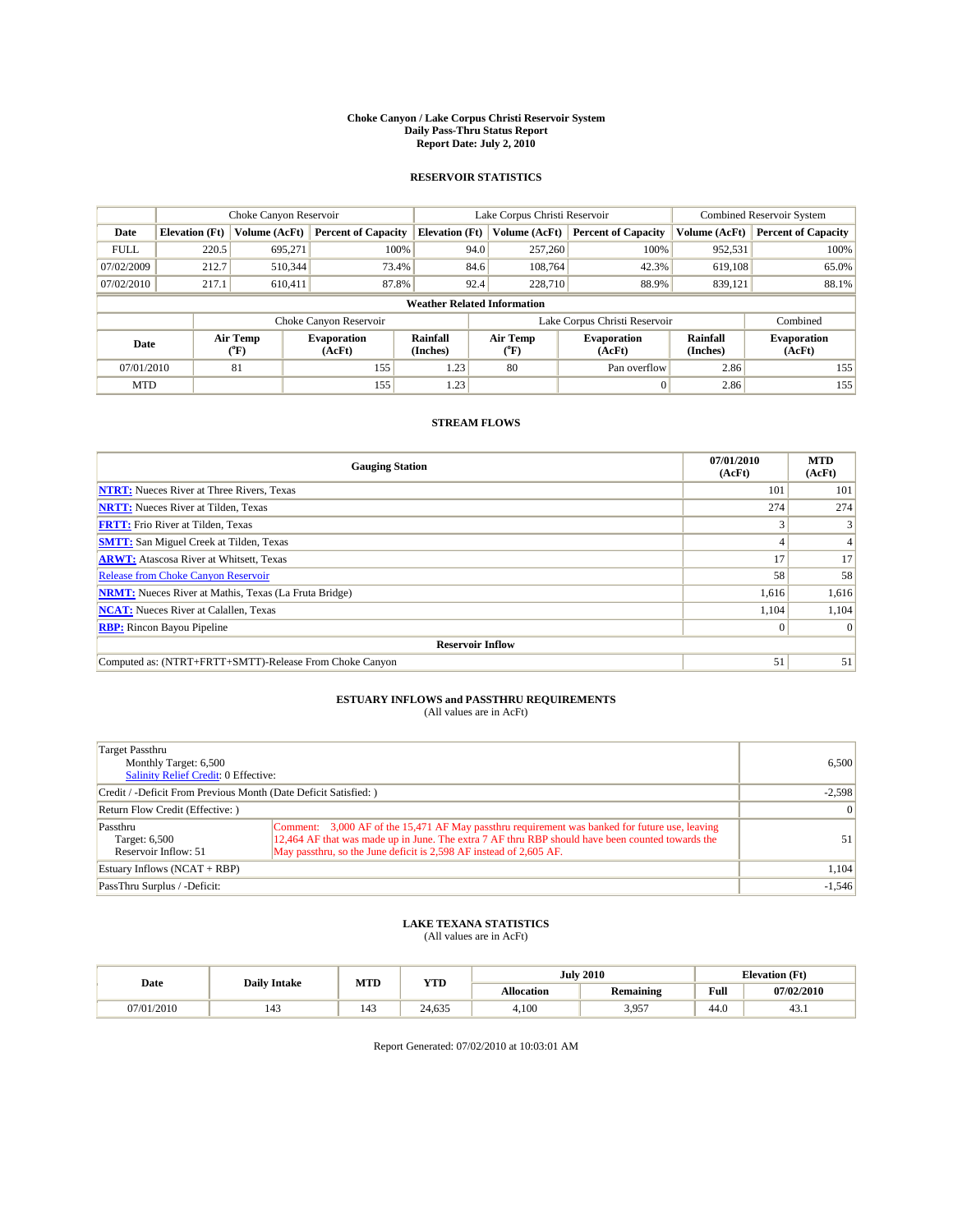# Choke Canyon / Lake Corpus Christi Reservoir System
## Daily Pass-Thru Status Report
### Report Date: July 2, 2010

## RESERVOIR STATISTICS

| | Choke Canyon Reservoir | | | Lake Corpus Christi Reservoir | | | Combined Reservoir System | |
|---|---|---|---|---|---|---|---|---|
| Date | Elevation (Ft) | Volume (AcFt) | Percent of Capacity | Elevation (Ft) | Volume (AcFt) | Percent of Capacity | Volume (AcFt) | Percent of Capacity |
| FULL | 220.5 | 695,271 | 100% | 94.0 | 257,260 | 100% | 952,531 | 100% |
| 07/02/2009 | 212.7 | 510,344 | 73.4% | 84.6 | 108,764 | 42.3% | 619,108 | 65.0% |
| 07/02/2010 | 217.1 | 610,411 | 87.8% | 92.4 | 228,710 | 88.9% | 839,121 | 88.1% |

**Weather Related Information**

| | Choke Canyon Reservoir | | | Lake Corpus Christi Reservoir | | | Combined |
|---|---|---|---|---|---|---|---|
| Date | Air Temp (°F) | Evaporation (AcFt) | Rainfall (Inches) | Air Temp (°F) | Evaporation (AcFt) | Rainfall (Inches) | Evaporation (AcFt) |
| 07/01/2010 | 81 | 155 | 1.23 | 80 | Pan overflow | 2.86 | 155 |
| MTD | | 155 | 1.23 | | 0 | 2.86 | 155 |

## STREAM FLOWS

| Gauging Station | 07/01/2010 (AcFt) | MTD (AcFt) |
|---|---|---|
| NTRT: Nueces River at Three Rivers, Texas | 101 | 101 |
| NRTT: Nueces River at Tilden, Texas | 274 | 274 |
| FRTT: Frio River at Tilden, Texas | 3 | 3 |
| SMTT: San Miguel Creek at Tilden, Texas | 4 | 4 |
| ARWT: Atascosa River at Whitsett, Texas | 17 | 17 |
| Release from Choke Canyon Reservoir | 58 | 58 |
| NRMT: Nueces River at Mathis, Texas (La Fruta Bridge) | 1,616 | 1,616 |
| NCAT: Nueces River at Calallen, Texas | 1,104 | 1,104 |
| RBP: Rincon Bayou Pipeline | 0 | 0 |
| **Reservoir Inflow** | | |
| Computed as: (NTRT+FRTT+SMTT)-Release From Choke Canyon | 51 | 51 |

## ESTUARY INFLOWS and PASSTHRU REQUIREMENTS
(All values are in AcFt)

| | | |
|---|---|---|
| Target Passthru<br>Monthly Target: 6,500<br>Salinity Relief Credit: 0 Effective: | | 6,500 |
| Credit / -Deficit From Previous Month (Date Deficit Satisfied: ) | | -2,598 |
| Return Flow Credit (Effective: ) | | 0 |
| Passthru<br>Target: 6,500<br>Reservoir Inflow: 51 | Comment: 3,000 AF of the 15,471 AF May passthru requirement was banked for future use, leaving 12,464 AF that was made up in June. The extra 7 AF thru RBP should have been counted towards the May passthru, so the June deficit is 2,598 AF instead of 2,605 AF. | 51 |
| Estuary Inflows (NCAT + RBP) | | 1,104 |
| PassThru Surplus / -Deficit: | | -1,546 |

## LAKE TEXANA STATISTICS
(All values are in AcFt)

| Date | Daily Intake | MTD | YTD | July 2010 | | Elevation (Ft) | |
|---|---|---|---|---|---|---|---|
| | | | | Allocation | Remaining | Full | 07/02/2010 |
| 07/01/2010 | 143 | 143 | 24,635 | 4,100 | 3,957 | 44.0 | 43.1 |

Report Generated: 07/02/2010 at 10:03:01 AM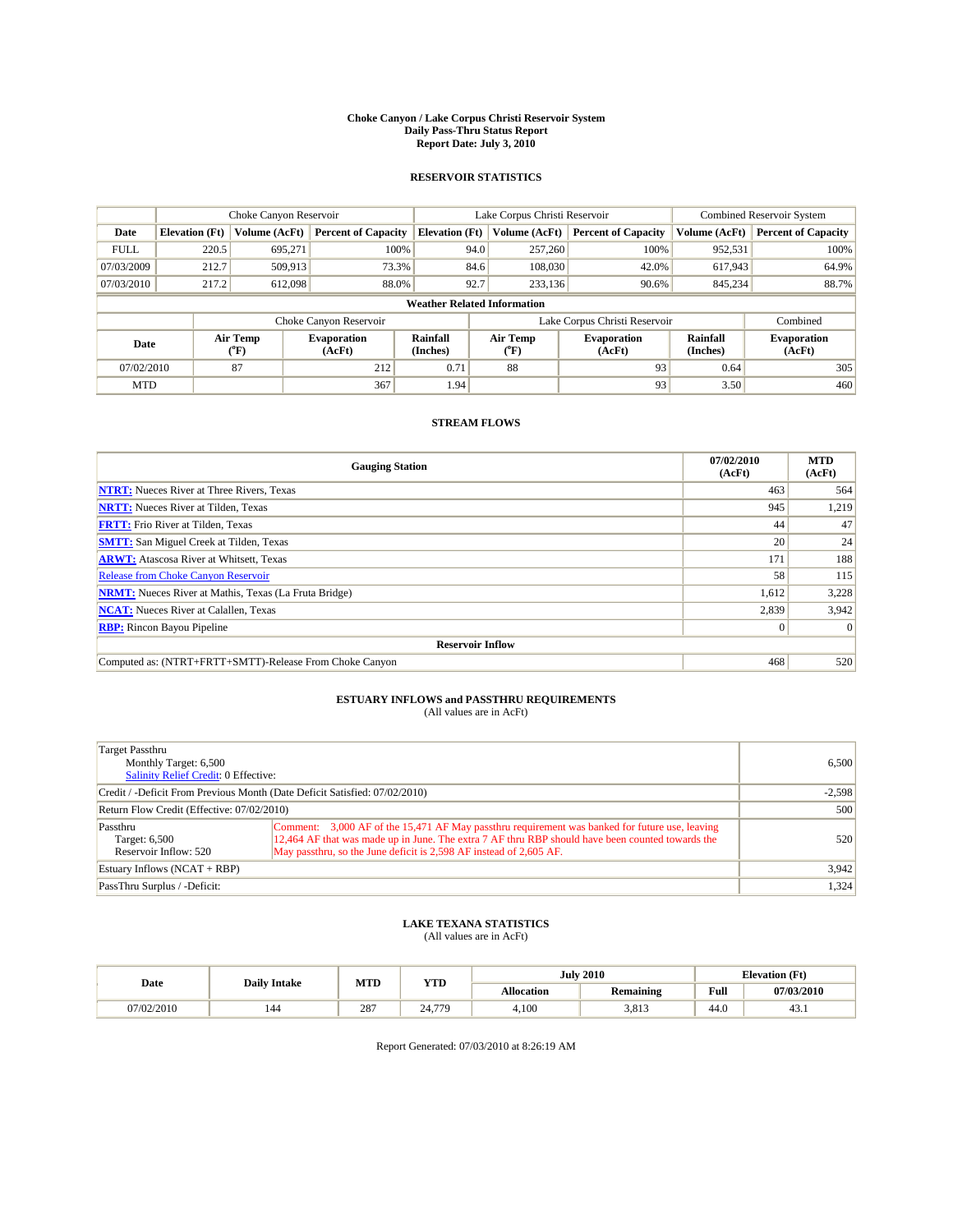# Choke Canyon / Lake Corpus Christi Reservoir System
## Daily Pass-Thru Status Report
### Report Date: July 3, 2010

## RESERVOIR STATISTICS

| | Choke Canyon Reservoir | | | Lake Corpus Christi Reservoir | | | Combined Reservoir System | |
|---|---|---|---|---|---|---|---|---|
| Date | Elevation (Ft) | Volume (AcFt) | Percent of Capacity | Elevation (Ft) | Volume (AcFt) | Percent of Capacity | Volume (AcFt) | Percent of Capacity |
| FULL | 220.5 | 695,271 | 100% | 94.0 | 257,260 | 100% | 952,531 | 100% |
| 07/03/2009 | 212.7 | 509,913 | 73.3% | 84.6 | 108,030 | 42.0% | 617,943 | 64.9% |
| 07/03/2010 | 217.2 | 612,098 | 88.0% | 92.7 | 233,136 | 90.6% | 845,234 | 88.7% |

### Weather Related Information

| | Choke Canyon Reservoir | | | Lake Corpus Christi Reservoir | | | Combined |
|---|---|---|---|---|---|---|---|
| Date | Air Temp (°F) | Evaporation (AcFt) | Rainfall (Inches) | Air Temp (°F) | Evaporation (AcFt) | Rainfall (Inches) | Evaporation (AcFt) |
| 07/02/2010 | 87 | 212 | 0.71 | 88 | 93 | 0.64 | 305 |
| MTD | | 367 | 1.94 | | 93 | 3.50 | 460 |

## STREAM FLOWS

| Gauging Station | 07/02/2010 (AcFt) | MTD (AcFt) |
|---|---|---|
| NTRT: Nueces River at Three Rivers, Texas | 463 | 564 |
| NRTT: Nueces River at Tilden, Texas | 945 | 1,219 |
| FRTT: Frio River at Tilden, Texas | 44 | 47 |
| SMTT: San Miguel Creek at Tilden, Texas | 20 | 24 |
| ARWT: Atascosa River at Whitsett, Texas | 171 | 188 |
| Release from Choke Canyon Reservoir | 58 | 115 |
| NRMT: Nueces River at Mathis, Texas (La Fruta Bridge) | 1,612 | 3,228 |
| NCAT: Nueces River at Calallen, Texas | 2,839 | 3,942 |
| RBP: Rincon Bayou Pipeline | 0 | 0 |
| **Reservoir Inflow** | | |
| Computed as: (NTRT+FRTT+SMTT)-Release From Choke Canyon | 468 | 520 |

## ESTUARY INFLOWS and PASSTHRU REQUIREMENTS
(All values are in AcFt)

| | | |
|---|---|---|
| Target Passthru<br>Monthly Target: 6,500<br>Salinity Relief Credit: 0 Effective: | | 6,500 |
| Credit / -Deficit From Previous Month (Date Deficit Satisfied: 07/02/2010) | | -2,598 |
| Return Flow Credit (Effective: 07/02/2010) | | 500 |
| Passthru<br>Target: 6,500<br>Reservoir Inflow: 520 | Comment: 3,000 AF of the 15,471 AF May passthru requirement was banked for future use, leaving 12,464 AF that was made up in June. The extra 7 AF thru RBP should have been counted towards the May passthru, so the June deficit is 2,598 AF instead of 2,605 AF. | 520 |
| Estuary Inflows (NCAT + RBP) | | 3,942 |
| PassThru Surplus / -Deficit: | | 1,324 |

## LAKE TEXANA STATISTICS
(All values are in AcFt)

| Date | Daily Intake | MTD | YTD | July 2010 | | Elevation (Ft) | |
|---|---|---|---|---|---|---|---|
| | | | | Allocation | Remaining | Full | 07/03/2010 |
| 07/02/2010 | 144 | 287 | 24,779 | 4,100 | 3,813 | 44.0 | 43.1 |

Report Generated: 07/03/2010 at 8:26:19 AM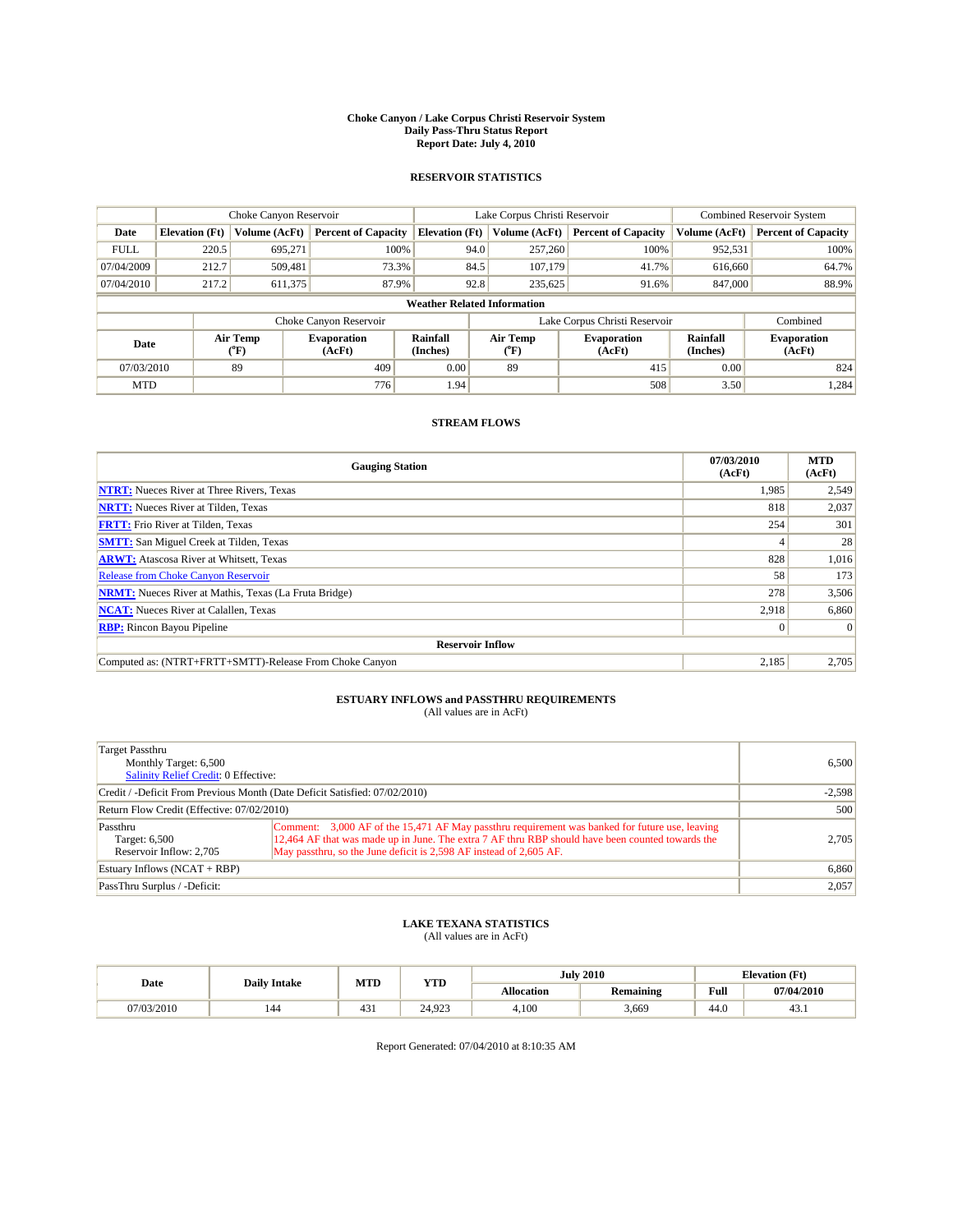**Choke Canyon / Lake Corpus Christi Reservoir System**
**Daily Pass-Thru Status Report**
**Report Date: July 4, 2010**

## RESERVOIR STATISTICS

| | Choke Canyon Reservoir | | | Lake Corpus Christi Reservoir | | | Combined Reservoir System | |
|---|---|---|---|---|---|---|---|---|
| **Date** | **Elevation (Ft)** | **Volume (AcFt)** | **Percent of Capacity** | **Elevation (Ft)** | **Volume (AcFt)** | **Percent of Capacity** | **Volume (AcFt)** | **Percent of Capacity** |
| FULL | 220.5 | 695,271 | 100% | 94.0 | 257,260 | 100% | 952,531 | 100% |
| 07/04/2009 | 212.7 | 509,481 | 73.3% | 84.5 | 107,179 | 41.7% | 616,660 | 64.7% |
| 07/04/2010 | 217.2 | 611,375 | 87.9% | 92.8 | 235,625 | 91.6% | 847,000 | 88.9% |

**Weather Related Information**

| | Choke Canyon Reservoir | | | Lake Corpus Christi Reservoir | | | Combined |
|---|---|---|---|---|---|---|---|
| **Date** | **Air Temp (°F)** | **Evaporation (AcFt)** | **Rainfall (Inches)** | **Air Temp (°F)** | **Evaporation (AcFt)** | **Rainfall (Inches)** | **Evaporation (AcFt)** |
| 07/03/2010 | 89 | 409 | 0.00 | 89 | 415 | 0.00 | 824 |
| MTD | | 776 | 1.94 | | 508 | 3.50 | 1,284 |

## STREAM FLOWS

| Gauging Station | 07/03/2010 (AcFt) | MTD (AcFt) |
|---|---|---|
| **NTRT:** Nueces River at Three Rivers, Texas | 1,985 | 2,549 |
| **NRTT:** Nueces River at Tilden, Texas | 818 | 2,037 |
| **FRTT:** Frio River at Tilden, Texas | 254 | 301 |
| **SMTT:** San Miguel Creek at Tilden, Texas | 4 | 28 |
| **ARWT:** Atascosa River at Whitsett, Texas | 828 | 1,016 |
| Release from Choke Canyon Reservoir | 58 | 173 |
| **NRMT:** Nueces River at Mathis, Texas (La Fruta Bridge) | 278 | 3,506 |
| **NCAT:** Nueces River at Calallen, Texas | 2,918 | 6,860 |
| **RBP:** Rincon Bayou Pipeline | 0 | 0 |
| **Reservoir Inflow** | | |
| Computed as: (NTRT+FRTT+SMTT)-Release From Choke Canyon | 2,185 | 2,705 |

## ESTUARY INFLOWS and PASSTHRU REQUIREMENTS
(All values are in AcFt)

| | | |
|---|---|---|
| Target Passthru<br>Monthly Target: 6,500<br>Salinity Relief Credit: 0 Effective: | | 6,500 |
| Credit / -Deficit From Previous Month (Date Deficit Satisfied: 07/02/2010) | | -2,598 |
| Return Flow Credit (Effective: 07/02/2010) | | 500 |
| Passthru<br>Target: 6,500<br>Reservoir Inflow: 2,705 | Comment: 3,000 AF of the 15,471 AF May passthru requirement was banked for future use, leaving 12,464 AF that was made up in June. The extra 7 AF thru RBP should have been counted towards the May passthru, so the June deficit is 2,598 AF instead of 2,605 AF. | 2,705 |
| Estuary Inflows (NCAT + RBP) | | 6,860 |
| PassThru Surplus / -Deficit: | | 2,057 |

## LAKE TEXANA STATISTICS
(All values are in AcFt)

| Date | Daily Intake | MTD | YTD | July 2010 | | Elevation (Ft) | |
|---|---|---|---|---|---|---|---|
| | | | | **Allocation** | **Remaining** | **Full** | **07/04/2010** |
| 07/03/2010 | 144 | 431 | 24,923 | 4,100 | 3,669 | 44.0 | 43.1 |

Report Generated: 07/04/2010 at 8:10:35 AM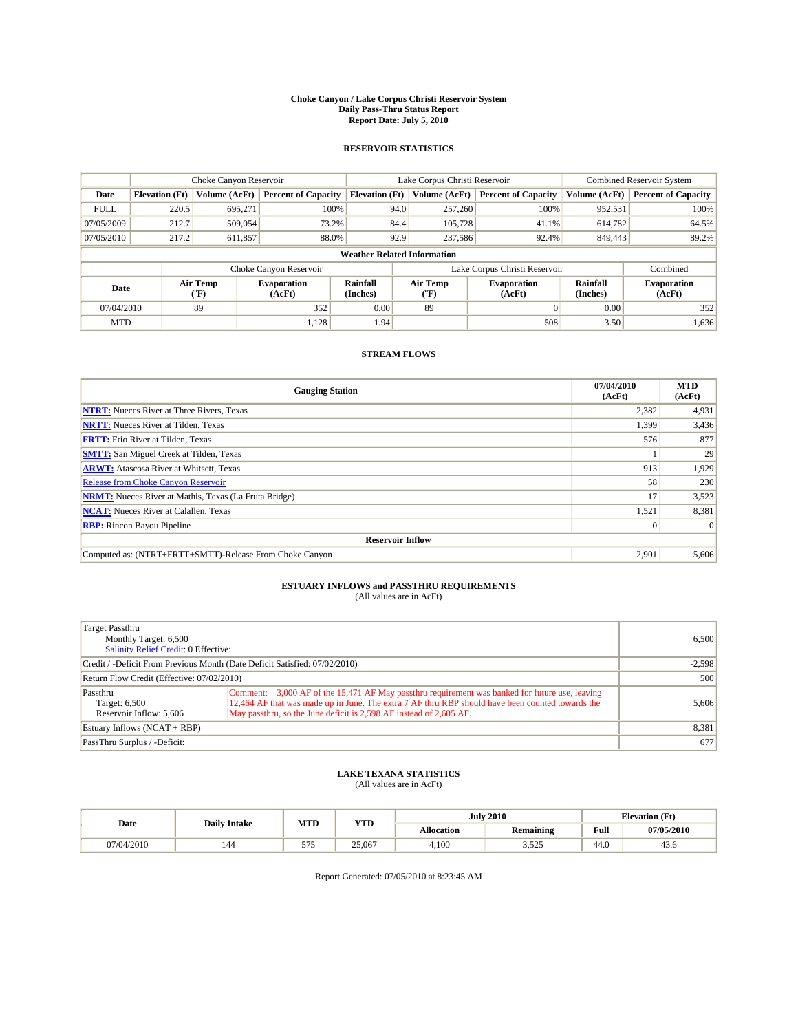# Choke Canyon / Lake Corpus Christi Reservoir System
## Daily Pass-Thru Status Report
### Report Date: July 5, 2010

## RESERVOIR STATISTICS

| | Choke Canyon Reservoir | | | Lake Corpus Christi Reservoir | | | Combined Reservoir System | |
|---|---|---|---|---|---|---|---|---|
| Date | Elevation (Ft) | Volume (AcFt) | Percent of Capacity | Elevation (Ft) | Volume (AcFt) | Percent of Capacity | Volume (AcFt) | Percent of Capacity |
| FULL | 220.5 | 695,271 | 100% | 94.0 | 257,260 | 100% | 952,531 | 100% |
| 07/05/2009 | 212.7 | 509,054 | 73.2% | 84.4 | 105,728 | 41.1% | 614,782 | 64.5% |
| 07/05/2010 | 217.2 | 611,857 | 88.0% | 92.9 | 237,586 | 92.4% | 849,443 | 89.2% |

**Weather Related Information**

| | Choke Canyon Reservoir | | | Lake Corpus Christi Reservoir | | | Combined |
|---|---|---|---|---|---|---|---|
| Date | Air Temp (°F) | Evaporation (AcFt) | Rainfall (Inches) | Air Temp (°F) | Evaporation (AcFt) | Rainfall (Inches) | Evaporation (AcFt) |
| 07/04/2010 | 89 | 352 | 0.00 | 89 | 0 | 0.00 | 352 |
| MTD | | 1,128 | 1.94 | | 508 | 3.50 | 1,636 |

## STREAM FLOWS

| Gauging Station | 07/04/2010 (AcFt) | MTD (AcFt) |
|---|---|---|
| NTRT: Nueces River at Three Rivers, Texas | 2,382 | 4,931 |
| NRTT: Nueces River at Tilden, Texas | 1,399 | 3,436 |
| FRTT: Frio River at Tilden, Texas | 576 | 877 |
| SMTT: San Miguel Creek at Tilden, Texas | 1 | 29 |
| ARWT: Atascosa River at Whitsett, Texas | 913 | 1,929 |
| Release from Choke Canyon Reservoir | 58 | 230 |
| NRMT: Nueces River at Mathis, Texas (La Fruta Bridge) | 17 | 3,523 |
| NCAT: Nueces River at Calallen, Texas | 1,521 | 8,381 |
| RBP: Rincon Bayou Pipeline | 0 | 0 |
| **Reservoir Inflow** | | |
| Computed as: (NTRT+FRTT+SMTT)-Release From Choke Canyon | 2,901 | 5,606 |

## ESTUARY INFLOWS and PASSTHRU REQUIREMENTS
(All values are in AcFt)

| | | |
|---|---|---|
| Target Passthru<br>Monthly Target: 6,500<br>Salinity Relief Credit: 0 Effective: | | 6,500 |
| Credit / -Deficit From Previous Month (Date Deficit Satisfied: 07/02/2010) | | -2,598 |
| Return Flow Credit (Effective: 07/02/2010) | | 500 |
| Passthru<br>Target: 6,500<br>Reservoir Inflow: 5,606 | Comment: 3,000 AF of the 15,471 AF May passthru requirement was banked for future use, leaving 12,464 AF that was made up in June. The extra 7 AF thru RBP should have been counted towards the May passthru, so the June deficit is 2,598 AF instead of 2,605 AF. | 5,606 |
| Estuary Inflows (NCAT + RBP) | | 8,381 |
| PassThru Surplus / -Deficit: | | 677 |

## LAKE TEXANA STATISTICS
(All values are in AcFt)

| Date | Daily Intake | MTD | YTD | July 2010 | | Elevation (Ft) | |
|---|---|---|---|---|---|---|---|
| | | | | Allocation | Remaining | Full | 07/05/2010 |
| 07/04/2010 | 144 | 575 | 25,067 | 4,100 | 3,525 | 44.0 | 43.6 |

Report Generated: 07/05/2010 at 8:23:45 AM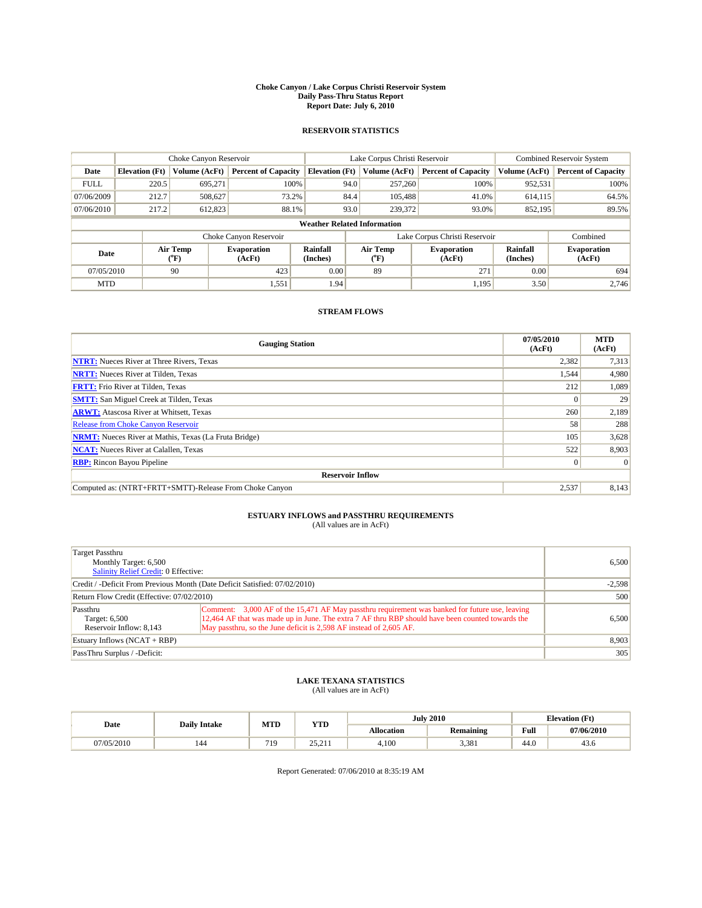# Choke Canyon / Lake Corpus Christi Reservoir System
## Daily Pass-Thru Status Report
### Report Date: July 6, 2010

## RESERVOIR STATISTICS

| | Choke Canyon Reservoir | | | Lake Corpus Christi Reservoir | | | Combined Reservoir System | |
|---|---|---|---|---|---|---|---|---|
| Date | Elevation (Ft) | Volume (AcFt) | Percent of Capacity | Elevation (Ft) | Volume (AcFt) | Percent of Capacity | Volume (AcFt) | Percent of Capacity |
| FULL | 220.5 | 695,271 | 100% | 94.0 | 257,260 | 100% | 952,531 | 100% |
| 07/06/2009 | 212.7 | 508,627 | 73.2% | 84.4 | 105,488 | 41.0% | 614,115 | 64.5% |
| 07/06/2010 | 217.2 | 612,823 | 88.1% | 93.0 | 239,372 | 93.0% | 852,195 | 89.5% |

**Weather Related Information**

| | Choke Canyon Reservoir | | | Lake Corpus Christi Reservoir | | | Combined |
|---|---|---|---|---|---|---|---|
| Date | Air Temp (°F) | Evaporation (AcFt) | Rainfall (Inches) | Air Temp (°F) | Evaporation (AcFt) | Rainfall (Inches) | Evaporation (AcFt) |
| 07/05/2010 | 90 | 423 | 0.00 | 89 | 271 | 0.00 | 694 |
| MTD | | 1,551 | 1.94 | | 1,195 | 3.50 | 2,746 |

## STREAM FLOWS

| Gauging Station | 07/05/2010 (AcFt) | MTD (AcFt) |
|---|---|---|
| NTRT: Nueces River at Three Rivers, Texas | 2,382 | 7,313 |
| NRTT: Nueces River at Tilden, Texas | 1,544 | 4,980 |
| FRTT: Frio River at Tilden, Texas | 212 | 1,089 |
| SMTT: San Miguel Creek at Tilden, Texas | 0 | 29 |
| ARWT: Atascosa River at Whitsett, Texas | 260 | 2,189 |
| Release from Choke Canyon Reservoir | 58 | 288 |
| NRMT: Nueces River at Mathis, Texas (La Fruta Bridge) | 105 | 3,628 |
| NCAT: Nueces River at Calallen, Texas | 522 | 8,903 |
| RBP: Rincon Bayou Pipeline | 0 | 0 |
| **Reservoir Inflow** | | |
| Computed as: (NTRT+FRTT+SMTT)-Release From Choke Canyon | 2,537 | 8,143 |

## ESTUARY INFLOWS and PASSTHRU REQUIREMENTS
(All values are in AcFt)

| | | |
|---|---|---|
| Target Passthru<br>Monthly Target: 6,500<br>Salinity Relief Credit: 0 Effective: | | 6,500 |
| Credit / -Deficit From Previous Month (Date Deficit Satisfied: 07/02/2010) | | -2,598 |
| Return Flow Credit (Effective: 07/02/2010) | | 500 |
| Passthru<br>Target: 6,500<br>Reservoir Inflow: 8,143 | Comment: 3,000 AF of the 15,471 AF May passthru requirement was banked for future use, leaving 12,464 AF that was made up in June. The extra 7 AF thru RBP should have been counted towards the May passthru, so the June deficit is 2,598 AF instead of 2,605 AF. | 6,500 |
| Estuary Inflows (NCAT + RBP) | | 8,903 |
| PassThru Surplus / -Deficit: | | 305 |

## LAKE TEXANA STATISTICS
(All values are in AcFt)

| Date | Daily Intake | MTD | YTD | July 2010 | | Elevation (Ft) | |
|---|---|---|---|---|---|---|---|
| | | | | Allocation | Remaining | Full | 07/06/2010 |
| 07/05/2010 | 144 | 719 | 25,211 | 4,100 | 3,381 | 44.0 | 43.6 |

Report Generated: 07/06/2010 at 8:35:19 AM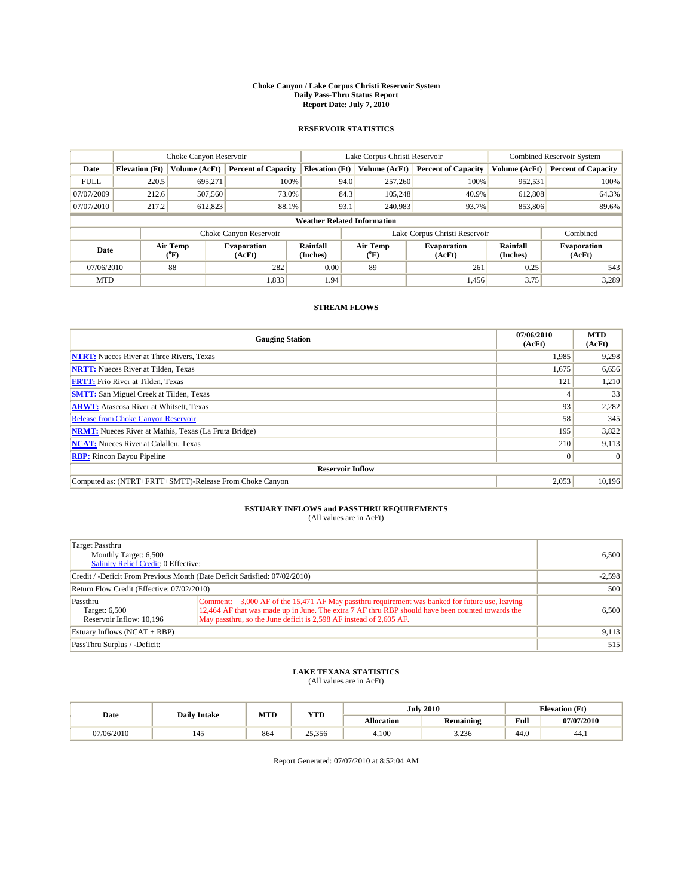# Choke Canyon / Lake Corpus Christi Reservoir System
## Daily Pass-Thru Status Report
### Report Date: July 7, 2010

## RESERVOIR STATISTICS

| | Choke Canyon Reservoir | | | Lake Corpus Christi Reservoir | | | Combined Reservoir System | |
|---|---|---|---|---|---|---|---|---|
| Date | Elevation (Ft) | Volume (AcFt) | Percent of Capacity | Elevation (Ft) | Volume (AcFt) | Percent of Capacity | Volume (AcFt) | Percent of Capacity |
| FULL | 220.5 | 695,271 | 100% | 94.0 | 257,260 | 100% | 952,531 | 100% |
| 07/07/2009 | 212.6 | 507,560 | 73.0% | 84.3 | 105,248 | 40.9% | 612,808 | 64.3% |
| 07/07/2010 | 217.2 | 612,823 | 88.1% | 93.1 | 240,983 | 93.7% | 853,806 | 89.6% |

**Weather Related Information**

| | Choke Canyon Reservoir | | | Lake Corpus Christi Reservoir | | | Combined |
|---|---|---|---|---|---|---|---|
| Date | Air Temp (°F) | Evaporation (AcFt) | Rainfall (Inches) | Air Temp (°F) | Evaporation (AcFt) | Rainfall (Inches) | Evaporation (AcFt) |
| 07/06/2010 | 88 | 282 | 0.00 | 89 | 261 | 0.25 | 543 |
| MTD | | 1,833 | 1.94 | | 1,456 | 3.75 | 3,289 |

## STREAM FLOWS

| Gauging Station | 07/06/2010 (AcFt) | MTD (AcFt) |
|---|---|---|
| NTRT: Nueces River at Three Rivers, Texas | 1,985 | 9,298 |
| NRTT: Nueces River at Tilden, Texas | 1,675 | 6,656 |
| FRTT: Frio River at Tilden, Texas | 121 | 1,210 |
| SMTT: San Miguel Creek at Tilden, Texas | 4 | 33 |
| ARWT: Atascosa River at Whitsett, Texas | 93 | 2,282 |
| Release from Choke Canyon Reservoir | 58 | 345 |
| NRMT: Nueces River at Mathis, Texas (La Fruta Bridge) | 195 | 3,822 |
| NCAT: Nueces River at Calallen, Texas | 210 | 9,113 |
| RBP: Rincon Bayou Pipeline | 0 | 0 |
| **Reservoir Inflow** | | |
| Computed as: (NTRT+FRTT+SMTT)-Release From Choke Canyon | 2,053 | 10,196 |

## ESTUARY INFLOWS and PASSTHRU REQUIREMENTS
(All values are in AcFt)

| | | |
|---|---|---|
| Target Passthru<br>Monthly Target: 6,500<br>Salinity Relief Credit: 0 Effective: | | 6,500 |
| Credit / -Deficit From Previous Month (Date Deficit Satisfied: 07/02/2010) | | -2,598 |
| Return Flow Credit (Effective: 07/02/2010) | | 500 |
| Passthru<br>Target: 6,500<br>Reservoir Inflow: 10,196 | Comment: 3,000 AF of the 15,471 AF May passthru requirement was banked for future use, leaving 12,464 AF that was made up in June. The extra 7 AF thru RBP should have been counted towards the May passthru, so the June deficit is 2,598 AF instead of 2,605 AF. | 6,500 |
| Estuary Inflows (NCAT + RBP) | | 9,113 |
| PassThru Surplus / -Deficit: | | 515 |

## LAKE TEXANA STATISTICS
(All values are in AcFt)

| Date | Daily Intake | MTD | YTD | July 2010 | | Elevation (Ft) | |
|---|---|---|---|---|---|---|---|
| | | | | Allocation | Remaining | Full | 07/07/2010 |
| 07/06/2010 | 145 | 864 | 25,356 | 4,100 | 3,236 | 44.0 | 44.1 |

Report Generated: 07/07/2010 at 8:52:04 AM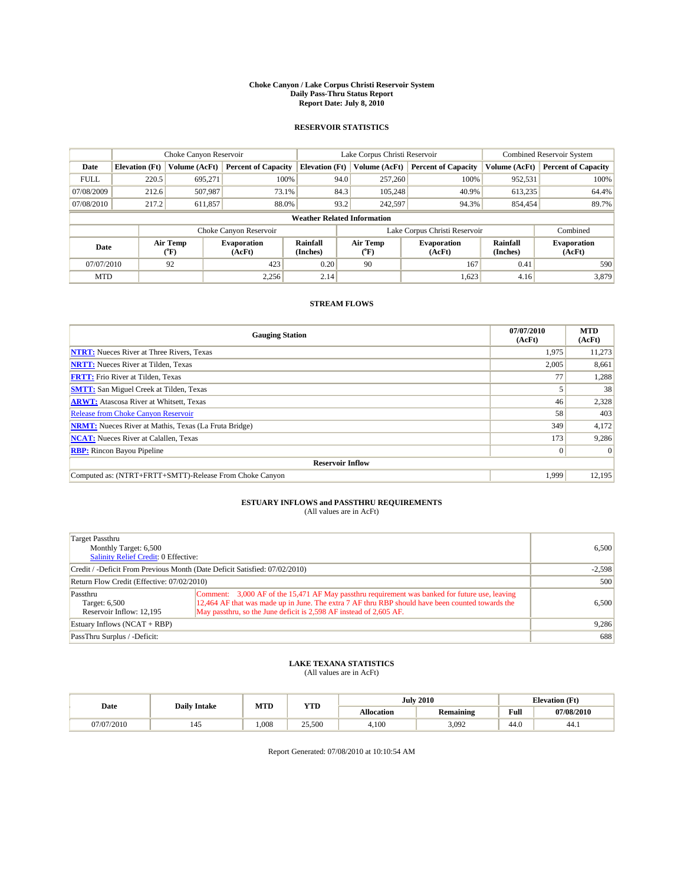**Choke Canyon / Lake Corpus Christi Reservoir System**
**Daily Pass-Thru Status Report**
**Report Date: July 8, 2010**

## RESERVOIR STATISTICS

| | Choke Canyon Reservoir | | | Lake Corpus Christi Reservoir | | | Combined Reservoir System | |
|---|---|---|---|---|---|---|---|---|
| Date | Elevation (Ft) | Volume (AcFt) | Percent of Capacity | Elevation (Ft) | Volume (AcFt) | Percent of Capacity | Volume (AcFt) | Percent of Capacity |
| FULL | 220.5 | 695,271 | 100% | 94.0 | 257,260 | 100% | 952,531 | 100% |
| 07/08/2009 | 212.6 | 507,987 | 73.1% | 84.3 | 105,248 | 40.9% | 613,235 | 64.4% |
| 07/08/2010 | 217.2 | 611,857 | 88.0% | 93.2 | 242,597 | 94.3% | 854,454 | 89.7% |

**Weather Related Information**

| | Choke Canyon Reservoir | | | Lake Corpus Christi Reservoir | | | Combined |
|---|---|---|---|---|---|---|---|
| Date | Air Temp (°F) | Evaporation (AcFt) | Rainfall (Inches) | Air Temp (°F) | Evaporation (AcFt) | Rainfall (Inches) | Evaporation (AcFt) |
| 07/07/2010 | 92 | 423 | 0.20 | 90 | 167 | 0.41 | 590 |
| MTD | | 2,256 | 2.14 | | 1,623 | 4.16 | 3,879 |

## STREAM FLOWS

| Gauging Station | 07/07/2010 (AcFt) | MTD (AcFt) |
|---|---|---|
| NTRT: Nueces River at Three Rivers, Texas | 1,975 | 11,273 |
| NRTT: Nueces River at Tilden, Texas | 2,005 | 8,661 |
| FRTT: Frio River at Tilden, Texas | 77 | 1,288 |
| SMTT: San Miguel Creek at Tilden, Texas | 5 | 38 |
| ARWT: Atascosa River at Whitsett, Texas | 46 | 2,328 |
| Release from Choke Canyon Reservoir | 58 | 403 |
| NRMT: Nueces River at Mathis, Texas (La Fruta Bridge) | 349 | 4,172 |
| NCAT: Nueces River at Calallen, Texas | 173 | 9,286 |
| RBP: Rincon Bayou Pipeline | 0 | 0 |
| **Reservoir Inflow** | | |
| Computed as: (NTRT+FRTT+SMTT)-Release From Choke Canyon | 1,999 | 12,195 |

## ESTUARY INFLOWS and PASSTHRU REQUIREMENTS
(All values are in AcFt)

| | | |
|---|---|---|
| Target Passthru<br>Monthly Target: 6,500<br>Salinity Relief Credit: 0 Effective: | | 6,500 |
| Credit / -Deficit From Previous Month (Date Deficit Satisfied: 07/02/2010) | | -2,598 |
| Return Flow Credit (Effective: 07/02/2010) | | 500 |
| Passthru<br>Target: 6,500<br>Reservoir Inflow: 12,195 | Comment: 3,000 AF of the 15,471 AF May passthru requirement was banked for future use, leaving 12,464 AF that was made up in June. The extra 7 AF thru RBP should have been counted towards the May passthru, so the June deficit is 2,598 AF instead of 2,605 AF. | 6,500 |
| Estuary Inflows (NCAT + RBP) | | 9,286 |
| PassThru Surplus / -Deficit: | | 688 |

## LAKE TEXANA STATISTICS
(All values are in AcFt)

| Date | Daily Intake | MTD | YTD | July 2010 | | Elevation (Ft) | |
|---|---|---|---|---|---|---|---|
| | | | | Allocation | Remaining | Full | 07/08/2010 |
| 07/07/2010 | 145 | 1,008 | 25,500 | 4,100 | 3,092 | 44.0 | 44.1 |

Report Generated: 07/08/2010 at 10:10:54 AM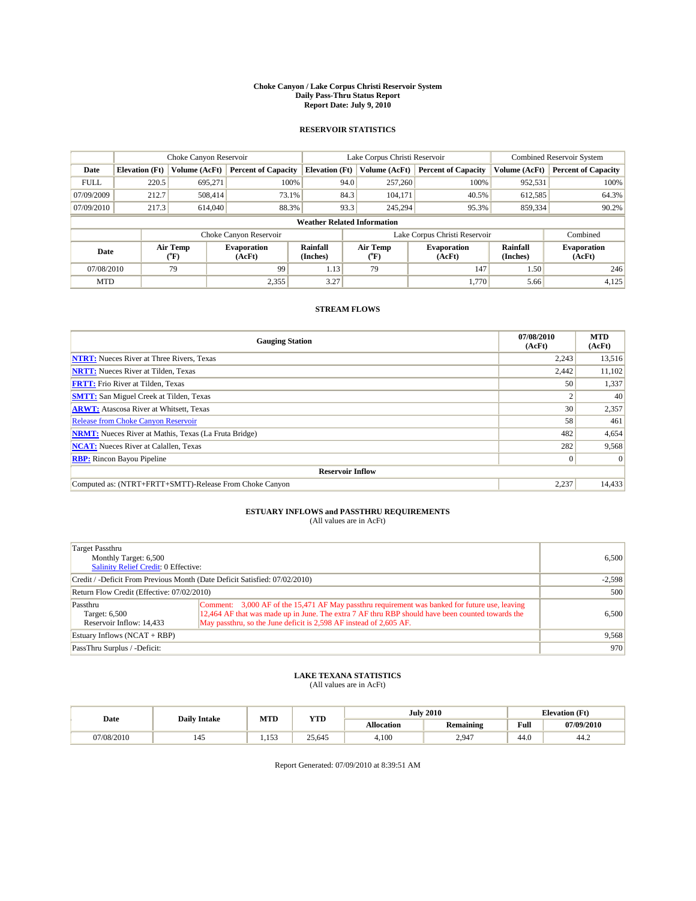**Choke Canyon / Lake Corpus Christi Reservoir System**
**Daily Pass-Thru Status Report**
**Report Date: July 9, 2010**

## RESERVOIR STATISTICS

| | Choke Canyon Reservoir | | | Lake Corpus Christi Reservoir | | | Combined Reservoir System | |
|---|---|---|---|---|---|---|---|---|
| **Date** | **Elevation (Ft)** | **Volume (AcFt)** | **Percent of Capacity** | **Elevation (Ft)** | **Volume (AcFt)** | **Percent of Capacity** | **Volume (AcFt)** | **Percent of Capacity** |
| FULL | 220.5 | 695,271 | 100% | 94.0 | 257,260 | 100% | 952,531 | 100% |
| 07/09/2009 | 212.7 | 508,414 | 73.1% | 84.3 | 104,171 | 40.5% | 612,585 | 64.3% |
| 07/09/2010 | 217.3 | 614,040 | 88.3% | 93.3 | 245,294 | 95.3% | 859,334 | 90.2% |

**Weather Related Information**

| | Choke Canyon Reservoir | | | Lake Corpus Christi Reservoir | | | Combined |
|---|---|---|---|---|---|---|---|
| **Date** | **Air Temp (°F)** | **Evaporation (AcFt)** | **Rainfall (Inches)** | **Air Temp (°F)** | **Evaporation (AcFt)** | **Rainfall (Inches)** | **Evaporation (AcFt)** |
| 07/08/2010 | 79 | 99 | 1.13 | 79 | 147 | 1.50 | 246 |
| MTD | | 2,355 | 3.27 | | 1,770 | 5.66 | 4,125 |

## STREAM FLOWS

| Gauging Station | 07/08/2010 (AcFt) | MTD (AcFt) |
|---|---|---|
| **NTRT:** Nueces River at Three Rivers, Texas | 2,243 | 13,516 |
| **NRTT:** Nueces River at Tilden, Texas | 2,442 | 11,102 |
| **FRTT:** Frio River at Tilden, Texas | 50 | 1,337 |
| **SMTT:** San Miguel Creek at Tilden, Texas | 2 | 40 |
| **ARWT:** Atascosa River at Whitsett, Texas | 30 | 2,357 |
| Release from Choke Canyon Reservoir | 58 | 461 |
| **NRMT:** Nueces River at Mathis, Texas (La Fruta Bridge) | 482 | 4,654 |
| **NCAT:** Nueces River at Calallen, Texas | 282 | 9,568 |
| **RBP:** Rincon Bayou Pipeline | 0 | 0 |
| **Reservoir Inflow** | | |
| Computed as: (NTRT+FRTT+SMTT)-Release From Choke Canyon | 2,237 | 14,433 |

## ESTUARY INFLOWS and PASSTHRU REQUIREMENTS

(All values are in AcFt)

| | | |
|---|---|---|
| Target Passthru<br>Monthly Target: 6,500<br>Salinity Relief Credit: 0 Effective: | | 6,500 |
| Credit / -Deficit From Previous Month (Date Deficit Satisfied: 07/02/2010) | | -2,598 |
| Return Flow Credit (Effective: 07/02/2010) | | 500 |
| Passthru<br>Target: 6,500<br>Reservoir Inflow: 14,433 | Comment: 3,000 AF of the 15,471 AF May passthru requirement was banked for future use, leaving 12,464 AF that was made up in June. The extra 7 AF thru RBP should have been counted towards the May passthru, so the June deficit is 2,598 AF instead of 2,605 AF. | 6,500 |
| Estuary Inflows (NCAT + RBP) | | 9,568 |
| PassThru Surplus / -Deficit: | | 970 |

## LAKE TEXANA STATISTICS

(All values are in AcFt)

| Date | Daily Intake | MTD | YTD | July 2010 | | Elevation (Ft) | |
|---|---|---|---|---|---|---|---|
| | | | | **Allocation** | **Remaining** | **Full** | **07/09/2010** |
| 07/08/2010 | 145 | 1,153 | 25,645 | 4,100 | 2,947 | 44.0 | 44.2 |

Report Generated: 07/09/2010 at 8:39:51 AM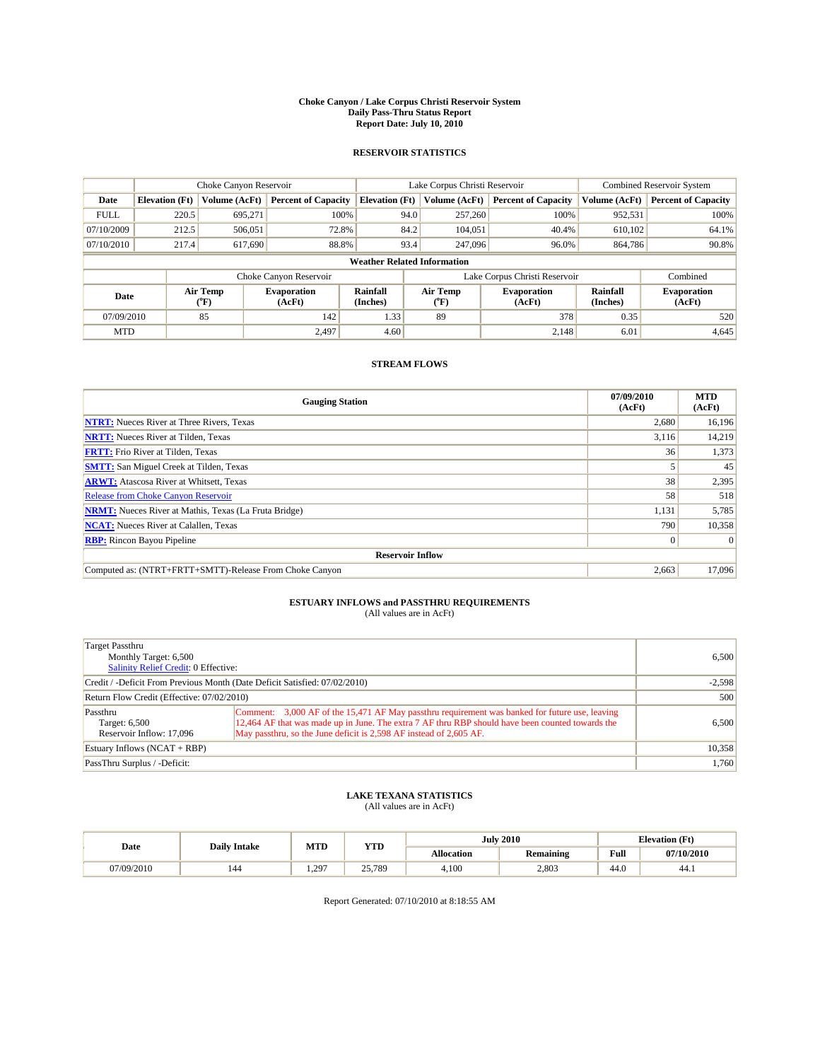# Choke Canyon / Lake Corpus Christi Reservoir System
## Daily Pass-Thru Status Report
## Report Date: July 10, 2010

### RESERVOIR STATISTICS

| | Choke Canyon Reservoir | | | Lake Corpus Christi Reservoir | | | Combined Reservoir System | |
|---|---|---|---|---|---|---|---|---|
| Date | Elevation (Ft) | Volume (AcFt) | Percent of Capacity | Elevation (Ft) | Volume (AcFt) | Percent of Capacity | Volume (AcFt) | Percent of Capacity |
| FULL | 220.5 | 695,271 | 100% | 94.0 | 257,260 | 100% | 952,531 | 100% |
| 07/10/2009 | 212.5 | 506,051 | 72.8% | 84.2 | 104,051 | 40.4% | 610,102 | 64.1% |
| 07/10/2010 | 217.4 | 617,690 | 88.8% | 93.4 | 247,096 | 96.0% | 864,786 | 90.8% |

**Weather Related Information**

| | Choke Canyon Reservoir | | | Lake Corpus Christi Reservoir | | | Combined |
|---|---|---|---|---|---|---|---|
| Date | Air Temp (°F) | Evaporation (AcFt) | Rainfall (Inches) | Air Temp (°F) | Evaporation (AcFt) | Rainfall (Inches) | Evaporation (AcFt) |
| 07/09/2010 | 85 | 142 | 1.33 | 89 | 378 | 0.35 | 520 |
| MTD | | 2,497 | 4.60 | | 2,148 | 6.01 | 4,645 |

### STREAM FLOWS

| Gauging Station | 07/09/2010 (AcFt) | MTD (AcFt) |
|---|---|---|
| NTRT: Nueces River at Three Rivers, Texas | 2,680 | 16,196 |
| NRTT: Nueces River at Tilden, Texas | 3,116 | 14,219 |
| FRTT: Frio River at Tilden, Texas | 36 | 1,373 |
| SMTT: San Miguel Creek at Tilden, Texas | 5 | 45 |
| ARWT: Atascosa River at Whitsett, Texas | 38 | 2,395 |
| Release from Choke Canyon Reservoir | 58 | 518 |
| NRMT: Nueces River at Mathis, Texas (La Fruta Bridge) | 1,131 | 5,785 |
| NCAT: Nueces River at Calallen, Texas | 790 | 10,358 |
| RBP: Rincon Bayou Pipeline | 0 | 0 |
| **Reservoir Inflow** | | |
| Computed as: (NTRT+FRTT+SMTT)-Release From Choke Canyon | 2,663 | 17,096 |

### ESTUARY INFLOWS and PASSTHRU REQUIREMENTS
(All values are in AcFt)

| | | |
|---|---|---|
| Target Passthru<br>Monthly Target: 6,500<br>Salinity Relief Credit: 0 Effective: | | 6,500 |
| Credit / -Deficit From Previous Month (Date Deficit Satisfied: 07/02/2010) | | -2,598 |
| Return Flow Credit (Effective: 07/02/2010) | | 500 |
| Passthru<br>Target: 6,500<br>Reservoir Inflow: 17,096 | Comment: 3,000 AF of the 15,471 AF May passthru requirement was banked for future use, leaving 12,464 AF that was made up in June. The extra 7 AF thru RBP should have been counted towards the May passthru, so the June deficit is 2,598 AF instead of 2,605 AF. | 6,500 |
| Estuary Inflows (NCAT + RBP) | | 10,358 |
| PassThru Surplus / -Deficit: | | 1,760 |

### LAKE TEXANA STATISTICS
(All values are in AcFt)

| Date | Daily Intake | MTD | YTD | July 2010 | | Elevation (Ft) | |
|---|---|---|---|---|---|---|---|
| | | | | Allocation | Remaining | Full | 07/10/2010 |
| 07/09/2010 | 144 | 1,297 | 25,789 | 4,100 | 2,803 | 44.0 | 44.1 |

Report Generated: 07/10/2010 at 8:18:55 AM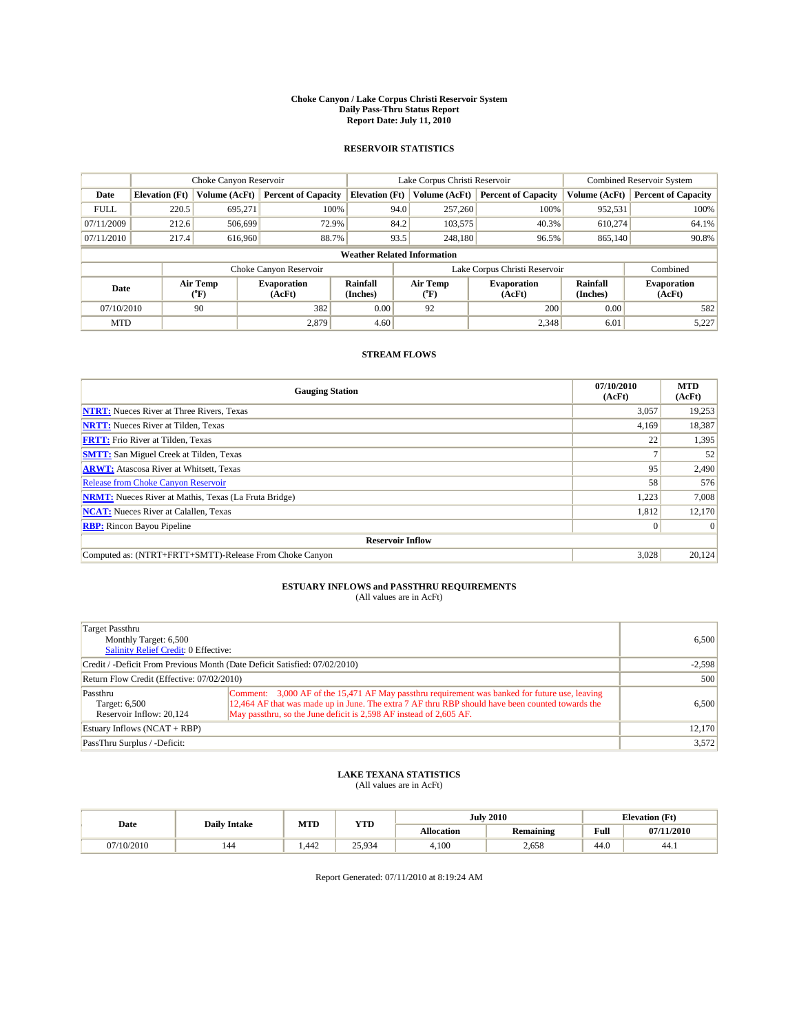# Choke Canyon / Lake Corpus Christi Reservoir System
## Daily Pass-Thru Status Report
### Report Date: July 11, 2010

## RESERVOIR STATISTICS

| | Choke Canyon Reservoir | | | Lake Corpus Christi Reservoir | | | Combined Reservoir System | |
|---|---|---|---|---|---|---|---|---|
| Date | Elevation (Ft) | Volume (AcFt) | Percent of Capacity | Elevation (Ft) | Volume (AcFt) | Percent of Capacity | Volume (AcFt) | Percent of Capacity |
| FULL | 220.5 | 695,271 | 100% | 94.0 | 257,260 | 100% | 952,531 | 100% |
| 07/11/2009 | 212.6 | 506,699 | 72.9% | 84.2 | 103,575 | 40.3% | 610,274 | 64.1% |
| 07/11/2010 | 217.4 | 616,960 | 88.7% | 93.5 | 248,180 | 96.5% | 865,140 | 90.8% |

**Weather Related Information**

| | Choke Canyon Reservoir | | | Lake Corpus Christi Reservoir | | | Combined |
|---|---|---|---|---|---|---|---|
| Date | Air Temp (°F) | Evaporation (AcFt) | Rainfall (Inches) | Air Temp (°F) | Evaporation (AcFt) | Rainfall (Inches) | Evaporation (AcFt) |
| 07/10/2010 | 90 | 382 | 0.00 | 92 | 200 | 0.00 | 582 |
| MTD | | 2,879 | 4.60 | | 2,348 | 6.01 | 5,227 |

## STREAM FLOWS

| Gauging Station | 07/10/2010 (AcFt) | MTD (AcFt) |
|---|---|---|
| NTRT: Nueces River at Three Rivers, Texas | 3,057 | 19,253 |
| NRTT: Nueces River at Tilden, Texas | 4,169 | 18,387 |
| FRTT: Frio River at Tilden, Texas | 22 | 1,395 |
| SMTT: San Miguel Creek at Tilden, Texas | 7 | 52 |
| ARWT: Atascosa River at Whitsett, Texas | 95 | 2,490 |
| Release from Choke Canyon Reservoir | 58 | 576 |
| NRMT: Nueces River at Mathis, Texas (La Fruta Bridge) | 1,223 | 7,008 |
| NCAT: Nueces River at Calallen, Texas | 1,812 | 12,170 |
| RBP: Rincon Bayou Pipeline | 0 | 0 |
| **Reservoir Inflow** | | |
| Computed as: (NTRT+FRTT+SMTT)-Release From Choke Canyon | 3,028 | 20,124 |

## ESTUARY INFLOWS and PASSTHRU REQUIREMENTS
(All values are in AcFt)

| | | |
|---|---|---|
| Target Passthru<br>Monthly Target: 6,500<br>Salinity Relief Credit: 0 Effective: | | 6,500 |
| Credit / -Deficit From Previous Month (Date Deficit Satisfied: 07/02/2010) | | -2,598 |
| Return Flow Credit (Effective: 07/02/2010) | | 500 |
| Passthru<br>Target: 6,500<br>Reservoir Inflow: 20,124 | Comment: 3,000 AF of the 15,471 AF May passthru requirement was banked for future use, leaving 12,464 AF that was made up in June. The extra 7 AF thru RBP should have been counted towards the May passthru, so the June deficit is 2,598 AF instead of 2,605 AF. | 6,500 |
| Estuary Inflows (NCAT + RBP) | | 12,170 |
| PassThru Surplus / -Deficit: | | 3,572 |

## LAKE TEXANA STATISTICS
(All values are in AcFt)

| Date | Daily Intake | MTD | YTD | July 2010 | | Elevation (Ft) | |
|---|---|---|---|---|---|---|---|
| | | | | Allocation | Remaining | Full | 07/11/2010 |
| 07/10/2010 | 144 | 1,442 | 25,934 | 4,100 | 2,658 | 44.0 | 44.1 |

Report Generated: 07/11/2010 at 8:19:24 AM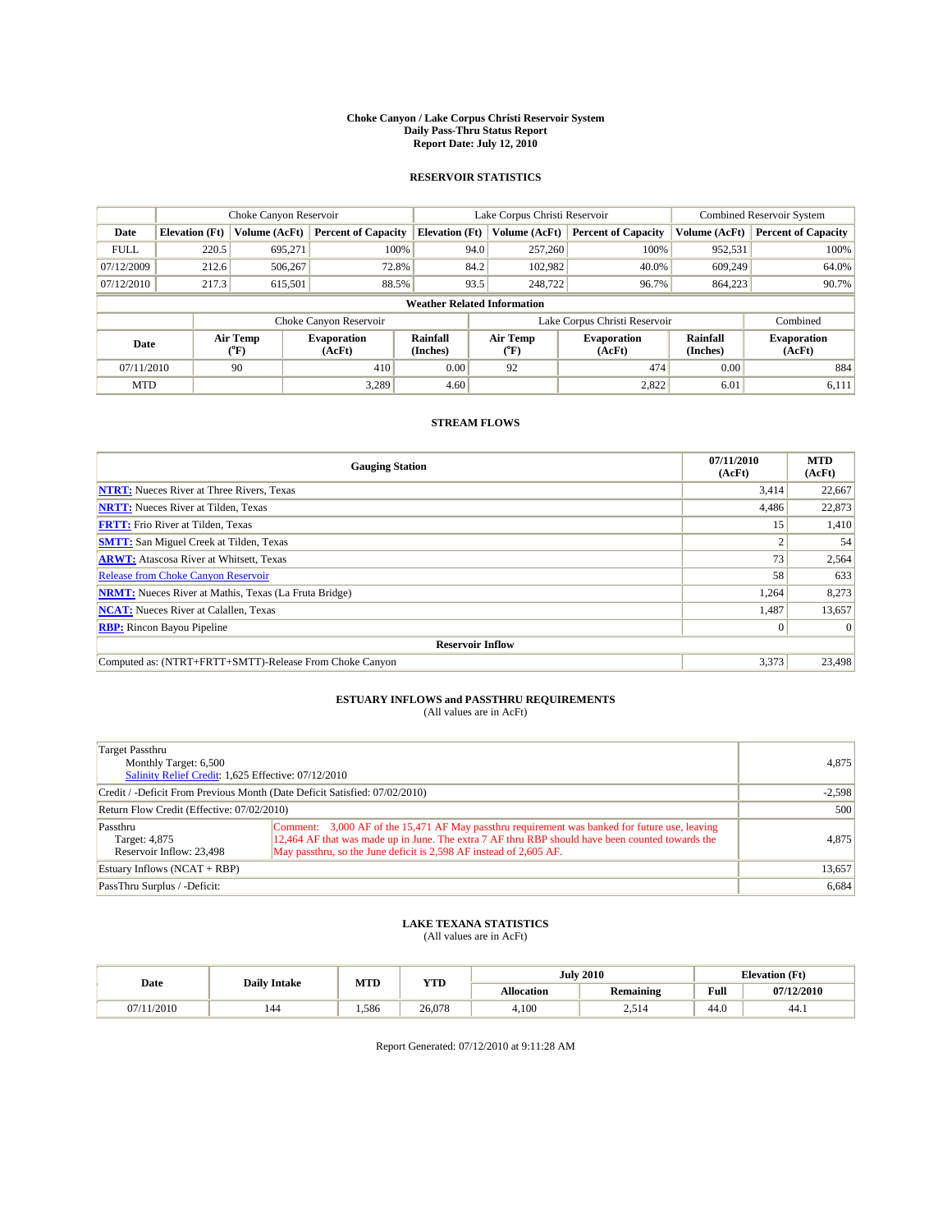# Choke Canyon / Lake Corpus Christi Reservoir System
## Daily Pass-Thru Status Report
### Report Date: July 12, 2010

## RESERVOIR STATISTICS

| | Choke Canyon Reservoir | | | Lake Corpus Christi Reservoir | | | Combined Reservoir System | |
|---|---|---|---|---|---|---|---|---|
| Date | Elevation (Ft) | Volume (AcFt) | Percent of Capacity | Elevation (Ft) | Volume (AcFt) | Percent of Capacity | Volume (AcFt) | Percent of Capacity |
| FULL | 220.5 | 695,271 | 100% | 94.0 | 257,260 | 100% | 952,531 | 100% |
| 07/12/2009 | 212.6 | 506,267 | 72.8% | 84.2 | 102,982 | 40.0% | 609,249 | 64.0% |
| 07/12/2010 | 217.3 | 615,501 | 88.5% | 93.5 | 248,722 | 96.7% | 864,223 | 90.7% |

**Weather Related Information**

| | Choke Canyon Reservoir | | | Lake Corpus Christi Reservoir | | | Combined |
|---|---|---|---|---|---|---|---|
| Date | Air Temp (°F) | Evaporation (AcFt) | Rainfall (Inches) | Air Temp (°F) | Evaporation (AcFt) | Rainfall (Inches) | Evaporation (AcFt) |
| 07/11/2010 | 90 | 410 | 0.00 | 92 | 474 | 0.00 | 884 |
| MTD | | 3,289 | 4.60 | | 2,822 | 6.01 | 6,111 |

## STREAM FLOWS

| Gauging Station | 07/11/2010 (AcFt) | MTD (AcFt) |
|---|---|---|
| NTRT: Nueces River at Three Rivers, Texas | 3,414 | 22,667 |
| NRTT: Nueces River at Tilden, Texas | 4,486 | 22,873 |
| FRTT: Frio River at Tilden, Texas | 15 | 1,410 |
| SMTT: San Miguel Creek at Tilden, Texas | 2 | 54 |
| ARWT: Atascosa River at Whitsett, Texas | 73 | 2,564 |
| Release from Choke Canyon Reservoir | 58 | 633 |
| NRMT: Nueces River at Mathis, Texas (La Fruta Bridge) | 1,264 | 8,273 |
| NCAT: Nueces River at Calallen, Texas | 1,487 | 13,657 |
| RBP: Rincon Bayou Pipeline | 0 | 0 |
| **Reservoir Inflow** | | |
| Computed as: (NTRT+FRTT+SMTT)-Release From Choke Canyon | 3,373 | 23,498 |

## ESTUARY INFLOWS and PASSTHRU REQUIREMENTS
(All values are in AcFt)

| | | |
|---|---|---|
| Target Passthru<br>Monthly Target: 6,500<br>Salinity Relief Credit: 1,625 Effective: 07/12/2010 | | 4,875 |
| Credit / -Deficit From Previous Month (Date Deficit Satisfied: 07/02/2010) | | -2,598 |
| Return Flow Credit (Effective: 07/02/2010) | | 500 |
| Passthru<br>Target: 4,875<br>Reservoir Inflow: 23,498 | Comment: 3,000 AF of the 15,471 AF May passthru requirement was banked for future use, leaving 12,464 AF that was made up in June. The extra 7 AF thru RBP should have been counted towards the May passthru, so the June deficit is 2,598 AF instead of 2,605 AF. | 4,875 |
| Estuary Inflows (NCAT + RBP) | | 13,657 |
| PassThru Surplus / -Deficit: | | 6,684 |

## LAKE TEXANA STATISTICS
(All values are in AcFt)

| Date | Daily Intake | MTD | YTD | July 2010 | | Elevation (Ft) | |
|---|---|---|---|---|---|---|---|
| | | | | Allocation | Remaining | Full | 07/12/2010 |
| 07/11/2010 | 144 | 1,586 | 26,078 | 4,100 | 2,514 | 44.0 | 44.1 |

Report Generated: 07/12/2010 at 9:11:28 AM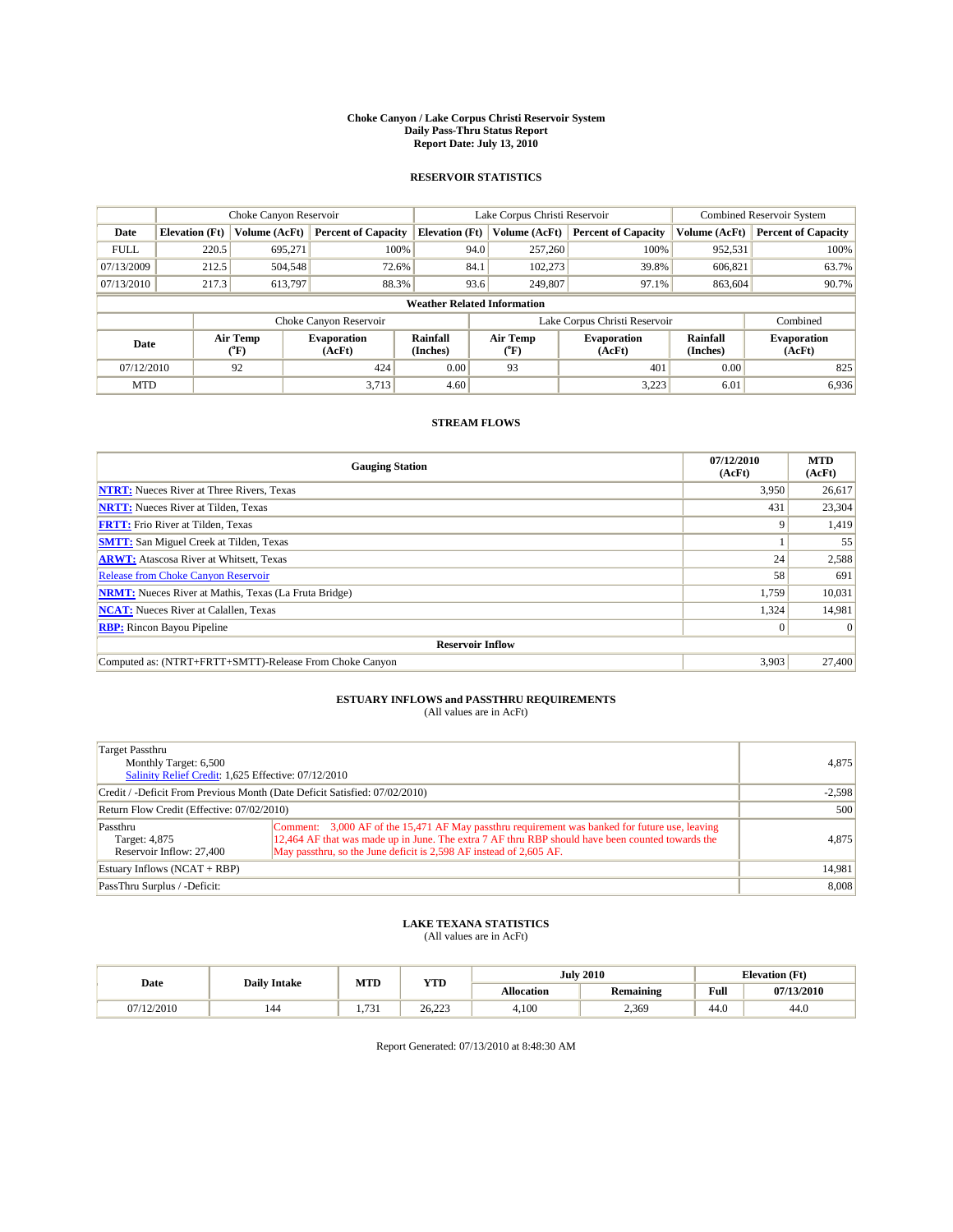**Choke Canyon / Lake Corpus Christi Reservoir System**
**Daily Pass-Thru Status Report**
**Report Date: July 13, 2010**

## RESERVOIR STATISTICS

| | Choke Canyon Reservoir | | | Lake Corpus Christi Reservoir | | | Combined Reservoir System | |
|---|---|---|---|---|---|---|---|---|
| **Date** | **Elevation (Ft)** | **Volume (AcFt)** | **Percent of Capacity** | **Elevation (Ft)** | **Volume (AcFt)** | **Percent of Capacity** | **Volume (AcFt)** | **Percent of Capacity** |
| FULL | 220.5 | 695,271 | 100% | 94.0 | 257,260 | 100% | 952,531 | 100% |
| 07/13/2009 | 212.5 | 504,548 | 72.6% | 84.1 | 102,273 | 39.8% | 606,821 | 63.7% |
| 07/13/2010 | 217.3 | 613,797 | 88.3% | 93.6 | 249,807 | 97.1% | 863,604 | 90.7% |

**Weather Related Information**

| | Choke Canyon Reservoir | | | Lake Corpus Christi Reservoir | | | Combined |
|---|---|---|---|---|---|---|---|
| **Date** | **Air Temp (°F)** | **Evaporation (AcFt)** | **Rainfall (Inches)** | **Air Temp (°F)** | **Evaporation (AcFt)** | **Rainfall (Inches)** | **Evaporation (AcFt)** |
| 07/12/2010 | 92 | 424 | 0.00 | 93 | 401 | 0.00 | 825 |
| MTD | | 3,713 | 4.60 | | 3,223 | 6.01 | 6,936 |

## STREAM FLOWS

| Gauging Station | 07/12/2010 (AcFt) | MTD (AcFt) |
|---|---|---|
| NTRT: Nueces River at Three Rivers, Texas | 3,950 | 26,617 |
| NRTT: Nueces River at Tilden, Texas | 431 | 23,304 |
| FRTT: Frio River at Tilden, Texas | 9 | 1,419 |
| SMTT: San Miguel Creek at Tilden, Texas | 1 | 55 |
| ARWT: Atascosa River at Whitsett, Texas | 24 | 2,588 |
| Release from Choke Canyon Reservoir | 58 | 691 |
| NRMT: Nueces River at Mathis, Texas (La Fruta Bridge) | 1,759 | 10,031 |
| NCAT: Nueces River at Calallen, Texas | 1,324 | 14,981 |
| RBP: Rincon Bayou Pipeline | 0 | 0 |
| **Reservoir Inflow** | | |
| Computed as: (NTRT+FRTT+SMTT)-Release From Choke Canyon | 3,903 | 27,400 |

## ESTUARY INFLOWS and PASSTHRU REQUIREMENTS

(All values are in AcFt)

| | | |
|---|---|---|
| Target Passthru<br>Monthly Target: 6,500<br>Salinity Relief Credit: 1,625 Effective: 07/12/2010 | | 4,875 |
| Credit / -Deficit From Previous Month (Date Deficit Satisfied: 07/02/2010) | | -2,598 |
| Return Flow Credit (Effective: 07/02/2010) | | 500 |
| Passthru<br>Target: 4,875<br>Reservoir Inflow: 27,400 | Comment: 3,000 AF of the 15,471 AF May passthru requirement was banked for future use, leaving 12,464 AF that was made up in June. The extra 7 AF thru RBP should have been counted towards the May passthru, so the June deficit is 2,598 AF instead of 2,605 AF. | 4,875 |
| Estuary Inflows (NCAT + RBP) | | 14,981 |
| PassThru Surplus / -Deficit: | | 8,008 |

## LAKE TEXANA STATISTICS

(All values are in AcFt)

| Date | Daily Intake | MTD | YTD | July 2010 | | Elevation (Ft) | |
|---|---|---|---|---|---|---|---|
| | | | | **Allocation** | **Remaining** | **Full** | **07/13/2010** |
| 07/12/2010 | 144 | 1,731 | 26,223 | 4,100 | 2,369 | 44.0 | 44.0 |

Report Generated: 07/13/2010 at 8:48:30 AM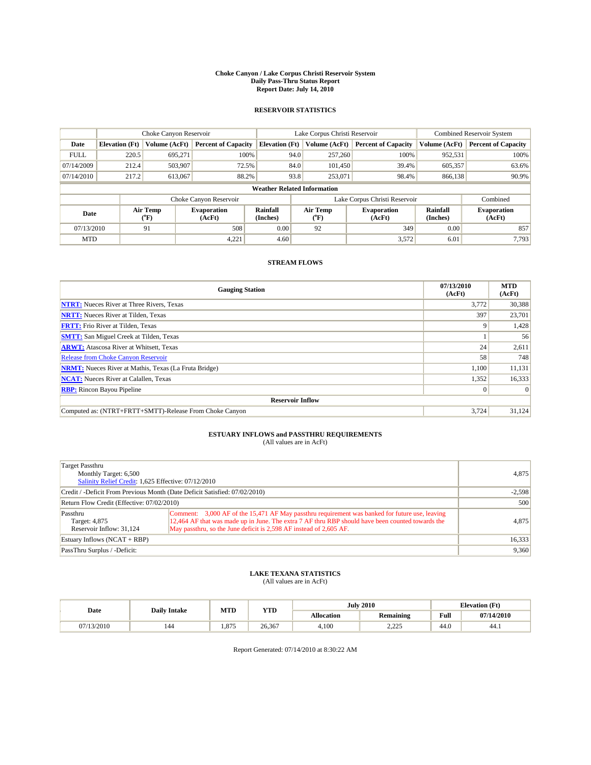# Choke Canyon / Lake Corpus Christi Reservoir System
## Daily Pass-Thru Status Report
### Report Date: July 14, 2010

## RESERVOIR STATISTICS

| | Choke Canyon Reservoir | | | Lake Corpus Christi Reservoir | | | Combined Reservoir System | |
|---|---|---|---|---|---|---|---|---|
| Date | Elevation (Ft) | Volume (AcFt) | Percent of Capacity | Elevation (Ft) | Volume (AcFt) | Percent of Capacity | Volume (AcFt) | Percent of Capacity |
| FULL | 220.5 | 695,271 | 100% | 94.0 | 257,260 | 100% | 952,531 | 100% |
| 07/14/2009 | 212.4 | 503,907 | 72.5% | 84.0 | 101,450 | 39.4% | 605,357 | 63.6% |
| 07/14/2010 | 217.2 | 613,067 | 88.2% | 93.8 | 253,071 | 98.4% | 866,138 | 90.9% |

**Weather Related Information**

| | Choke Canyon Reservoir | | | Lake Corpus Christi Reservoir | | | Combined |
|---|---|---|---|---|---|---|---|
| Date | Air Temp (°F) | Evaporation (AcFt) | Rainfall (Inches) | Air Temp (°F) | Evaporation (AcFt) | Rainfall (Inches) | Evaporation (AcFt) |
| 07/13/2010 | 91 | 508 | 0.00 | 92 | 349 | 0.00 | 857 |
| MTD | | 4,221 | 4.60 | | 3,572 | 6.01 | 7,793 |

## STREAM FLOWS

| Gauging Station | 07/13/2010 (AcFt) | MTD (AcFt) |
|---|---|---|
| **NTRT:** Nueces River at Three Rivers, Texas | 3,772 | 30,388 |
| **NRTT:** Nueces River at Tilden, Texas | 397 | 23,701 |
| **FRTT:** Frio River at Tilden, Texas | 9 | 1,428 |
| **SMTT:** San Miguel Creek at Tilden, Texas | 1 | 56 |
| **ARWT:** Atascosa River at Whitsett, Texas | 24 | 2,611 |
| Release from Choke Canyon Reservoir | 58 | 748 |
| **NRMT:** Nueces River at Mathis, Texas (La Fruta Bridge) | 1,100 | 11,131 |
| **NCAT:** Nueces River at Calallen, Texas | 1,352 | 16,333 |
| **RBP:** Rincon Bayou Pipeline | 0 | 0 |
| **Reservoir Inflow** | | |
| Computed as: (NTRT+FRTT+SMTT)-Release From Choke Canyon | 3,724 | 31,124 |

## ESTUARY INFLOWS and PASSTHRU REQUIREMENTS
(All values are in AcFt)

| | | |
|---|---|---|
| Target Passthru<br>Monthly Target: 6,500<br>Salinity Relief Credit: 1,625 Effective: 07/12/2010 | | 4,875 |
| Credit / -Deficit From Previous Month (Date Deficit Satisfied: 07/02/2010) | | -2,598 |
| Return Flow Credit (Effective: 07/02/2010) | | 500 |
| Passthru<br>Target: 4,875<br>Reservoir Inflow: 31,124 | Comment: 3,000 AF of the 15,471 AF May passthru requirement was banked for future use, leaving 12,464 AF that was made up in June. The extra 7 AF thru RBP should have been counted towards the May passthru, so the June deficit is 2,598 AF instead of 2,605 AF. | 4,875 |
| Estuary Inflows (NCAT + RBP) | | 16,333 |
| PassThru Surplus / -Deficit: | | 9,360 |

## LAKE TEXANA STATISTICS
(All values are in AcFt)

| Date | Daily Intake | MTD | YTD | July 2010 | | Elevation (Ft) | |
|---|---|---|---|---|---|---|---|
| | | | | Allocation | Remaining | Full | 07/14/2010 |
| 07/13/2010 | 144 | 1,875 | 26,367 | 4,100 | 2,225 | 44.0 | 44.1 |

Report Generated: 07/14/2010 at 8:30:22 AM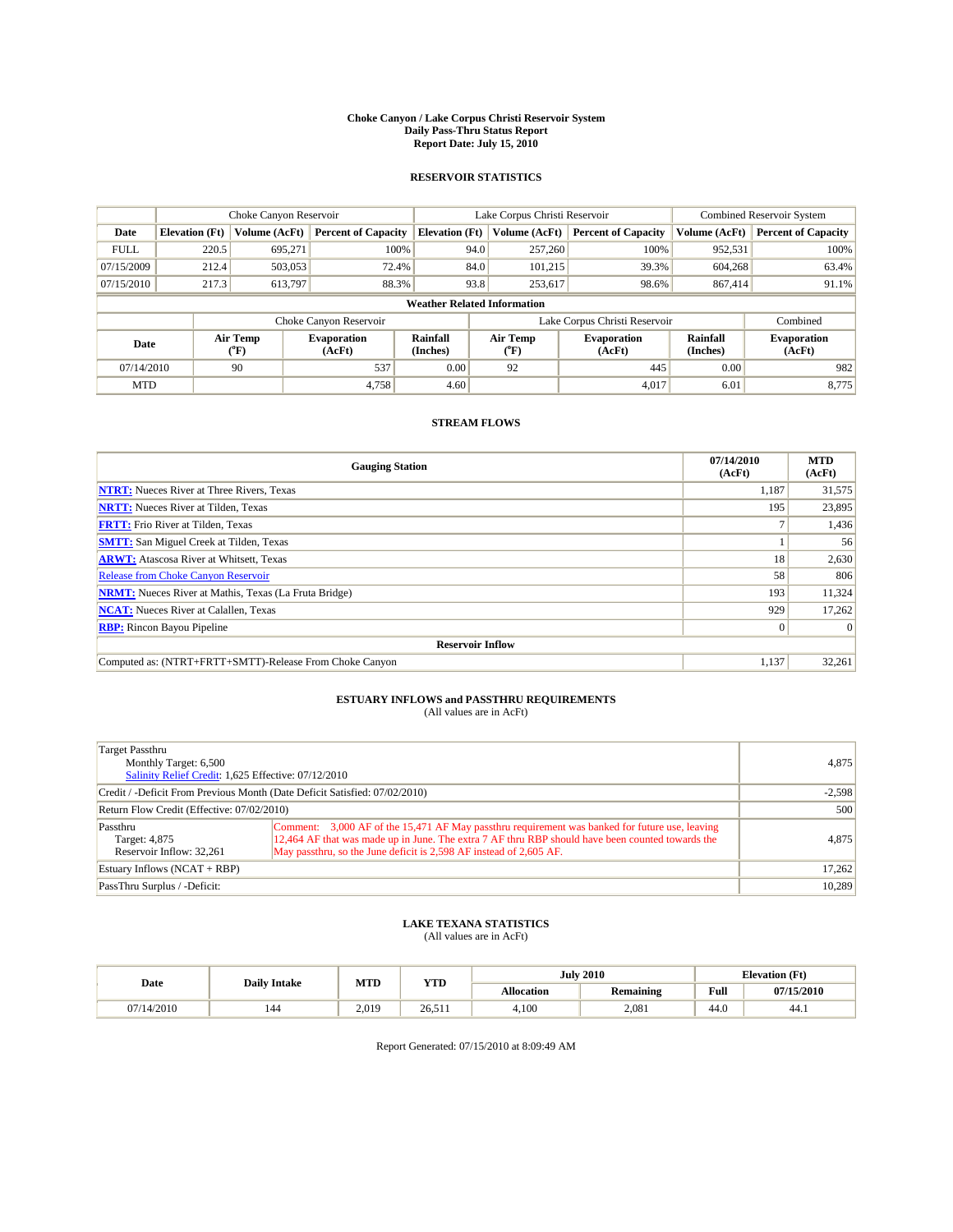# Choke Canyon / Lake Corpus Christi Reservoir System
## Daily Pass-Thru Status Report
## Report Date: July 15, 2010

### RESERVOIR STATISTICS

| | Choke Canyon Reservoir | | | Lake Corpus Christi Reservoir | | | Combined Reservoir System | |
|---|---|---|---|---|---|---|---|---|
| Date | Elevation (Ft) | Volume (AcFt) | Percent of Capacity | Elevation (Ft) | Volume (AcFt) | Percent of Capacity | Volume (AcFt) | Percent of Capacity |
| FULL | 220.5 | 695,271 | 100% | 94.0 | 257,260 | 100% | 952,531 | 100% |
| 07/15/2009 | 212.4 | 503,053 | 72.4% | 84.0 | 101,215 | 39.3% | 604,268 | 63.4% |
| 07/15/2010 | 217.3 | 613,797 | 88.3% | 93.8 | 253,617 | 98.6% | 867,414 | 91.1% |

**Weather Related Information**

| | Choke Canyon Reservoir | | | Lake Corpus Christi Reservoir | | | Combined |
|---|---|---|---|---|---|---|---|
| Date | Air Temp (°F) | Evaporation (AcFt) | Rainfall (Inches) | Air Temp (°F) | Evaporation (AcFt) | Rainfall (Inches) | Evaporation (AcFt) |
| 07/14/2010 | 90 | 537 | 0.00 | 92 | 445 | 0.00 | 982 |
| MTD | | 4,758 | 4.60 | | 4,017 | 6.01 | 8,775 |

### STREAM FLOWS

| Gauging Station | 07/14/2010 (AcFt) | MTD (AcFt) |
|---|---|---|
| NTRT: Nueces River at Three Rivers, Texas | 1,187 | 31,575 |
| NRTT: Nueces River at Tilden, Texas | 195 | 23,895 |
| FRTT: Frio River at Tilden, Texas | 7 | 1,436 |
| SMTT: San Miguel Creek at Tilden, Texas | 1 | 56 |
| ARWT: Atascosa River at Whitsett, Texas | 18 | 2,630 |
| Release from Choke Canyon Reservoir | 58 | 806 |
| NRMT: Nueces River at Mathis, Texas (La Fruta Bridge) | 193 | 11,324 |
| NCAT: Nueces River at Calallen, Texas | 929 | 17,262 |
| RBP: Rincon Bayou Pipeline | 0 | 0 |
| **Reservoir Inflow** | | |
| Computed as: (NTRT+FRTT+SMTT)-Release From Choke Canyon | 1,137 | 32,261 |

### ESTUARY INFLOWS and PASSTHRU REQUIREMENTS
(All values are in AcFt)

| | | |
|---|---|---|
| Target Passthru<br>Monthly Target: 6,500<br>Salinity Relief Credit: 1,625 Effective: 07/12/2010 | | 4,875 |
| Credit / -Deficit From Previous Month (Date Deficit Satisfied: 07/02/2010) | | -2,598 |
| Return Flow Credit (Effective: 07/02/2010) | | 500 |
| Passthru<br>Target: 4,875<br>Reservoir Inflow: 32,261 | Comment: 3,000 AF of the 15,471 AF May passthru requirement was banked for future use, leaving 12,464 AF that was made up in June. The extra 7 AF thru RBP should have been counted towards the May passthru, so the June deficit is 2,598 AF instead of 2,605 AF. | 4,875 |
| Estuary Inflows (NCAT + RBP) | | 17,262 |
| PassThru Surplus / -Deficit: | | 10,289 |

### LAKE TEXANA STATISTICS
(All values are in AcFt)

| Date | Daily Intake | MTD | YTD | July 2010 | | Elevation (Ft) | |
|---|---|---|---|---|---|---|---|
| | | | | Allocation | Remaining | Full | 07/15/2010 |
| 07/14/2010 | 144 | 2,019 | 26,511 | 4,100 | 2,081 | 44.0 | 44.1 |

Report Generated: 07/15/2010 at 8:09:49 AM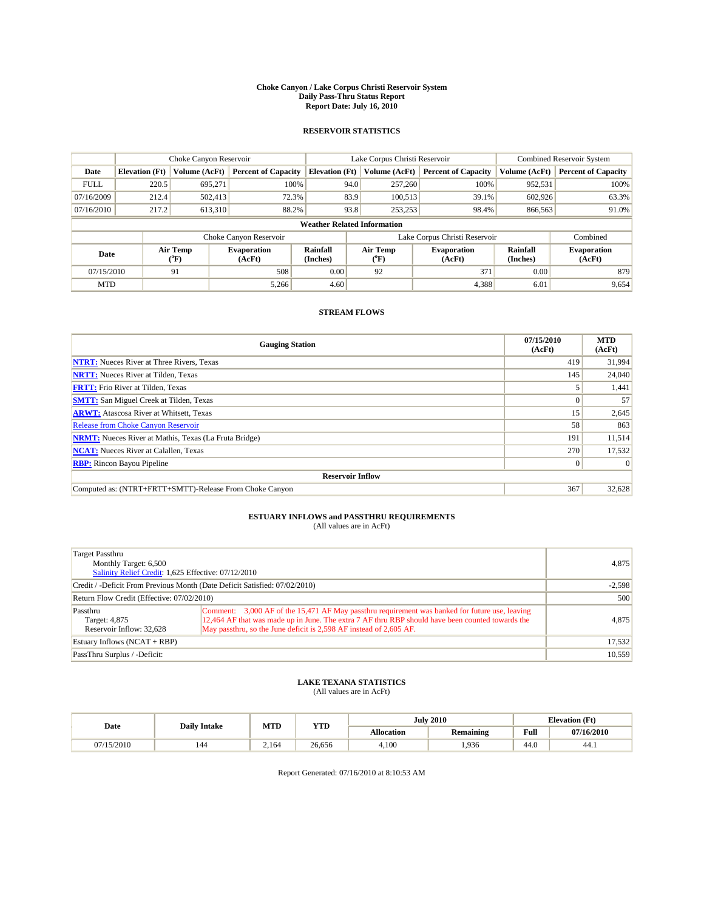**Choke Canyon / Lake Corpus Christi Reservoir System**
**Daily Pass-Thru Status Report**
**Report Date: July 16, 2010**

## RESERVOIR STATISTICS

| | Choke Canyon Reservoir | | | Lake Corpus Christi Reservoir | | | Combined Reservoir System | |
|---|---|---|---|---|---|---|---|---|
| Date | Elevation (Ft) | Volume (AcFt) | Percent of Capacity | Elevation (Ft) | Volume (AcFt) | Percent of Capacity | Volume (AcFt) | Percent of Capacity |
| FULL | 220.5 | 695,271 | 100% | 94.0 | 257,260 | 100% | 952,531 | 100% |
| 07/16/2009 | 212.4 | 502,413 | 72.3% | 83.9 | 100,513 | 39.1% | 602,926 | 63.3% |
| 07/16/2010 | 217.2 | 613,310 | 88.2% | 93.8 | 253,253 | 98.4% | 866,563 | 91.0% |

**Weather Related Information**

| | Choke Canyon Reservoir | | | Lake Corpus Christi Reservoir | | | Combined |
|---|---|---|---|---|---|---|---|
| Date | Air Temp (°F) | Evaporation (AcFt) | Rainfall (Inches) | Air Temp (°F) | Evaporation (AcFt) | Rainfall (Inches) | Evaporation (AcFt) |
| 07/15/2010 | 91 | 508 | 0.00 | 92 | 371 | 0.00 | 879 |
| MTD | | 5,266 | 4.60 | | 4,388 | 6.01 | 9,654 |

## STREAM FLOWS

| Gauging Station | 07/15/2010 (AcFt) | MTD (AcFt) |
|---|---|---|
| NTRT: Nueces River at Three Rivers, Texas | 419 | 31,994 |
| NRTT: Nueces River at Tilden, Texas | 145 | 24,040 |
| FRTT: Frio River at Tilden, Texas | 5 | 1,441 |
| SMTT: San Miguel Creek at Tilden, Texas | 0 | 57 |
| ARWT: Atascosa River at Whitsett, Texas | 15 | 2,645 |
| Release from Choke Canyon Reservoir | 58 | 863 |
| NRMT: Nueces River at Mathis, Texas (La Fruta Bridge) | 191 | 11,514 |
| NCAT: Nueces River at Calallen, Texas | 270 | 17,532 |
| RBP: Rincon Bayou Pipeline | 0 | 0 |
| **Reservoir Inflow** | | |
| Computed as: (NTRT+FRTT+SMTT)-Release From Choke Canyon | 367 | 32,628 |

## ESTUARY INFLOWS and PASSTHRU REQUIREMENTS

(All values are in AcFt)

| | | |
|---|---|---|
| Target Passthru<br>Monthly Target: 6,500<br>Salinity Relief Credit: 1,625 Effective: 07/12/2010 | | 4,875 |
| Credit / -Deficit From Previous Month (Date Deficit Satisfied: 07/02/2010) | | -2,598 |
| Return Flow Credit (Effective: 07/02/2010) | | 500 |
| Passthru<br>Target: 4,875<br>Reservoir Inflow: 32,628 | Comment: 3,000 AF of the 15,471 AF May passthru requirement was banked for future use, leaving 12,464 AF that was made up in June. The extra 7 AF thru RBP should have been counted towards the May passthru, so the June deficit is 2,598 AF instead of 2,605 AF. | 4,875 |
| Estuary Inflows (NCAT + RBP) | | 17,532 |
| PassThru Surplus / -Deficit: | | 10,559 |

## LAKE TEXANA STATISTICS

(All values are in AcFt)

| Date | Daily Intake | MTD | YTD | July 2010 | | Elevation (Ft) | |
|---|---|---|---|---|---|---|---|
| | | | | Allocation | Remaining | Full | 07/16/2010 |
| 07/15/2010 | 144 | 2,164 | 26,656 | 4,100 | 1,936 | 44.0 | 44.1 |

Report Generated: 07/16/2010 at 8:10:53 AM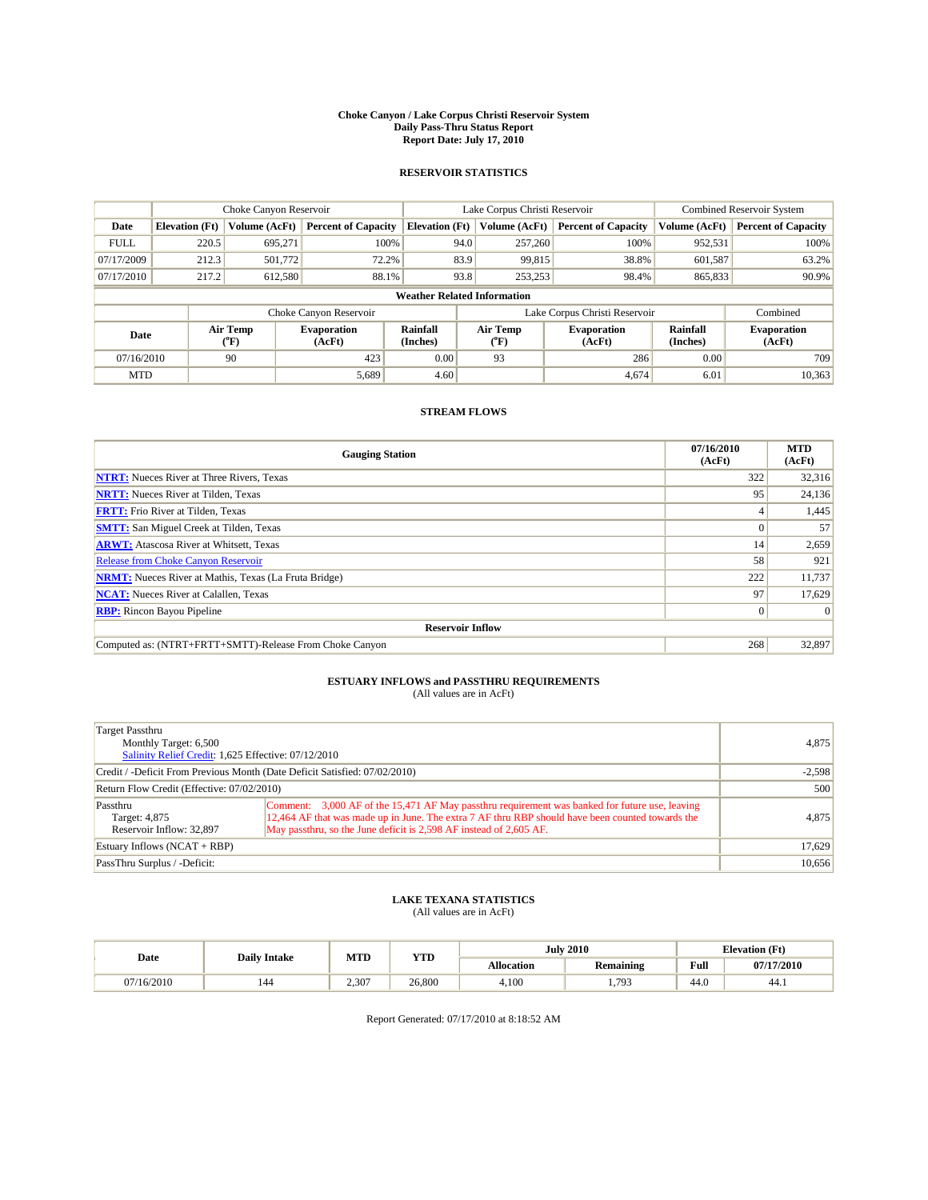# Choke Canyon / Lake Corpus Christi Reservoir System
## Daily Pass-Thru Status Report
### Report Date: July 17, 2010

## RESERVOIR STATISTICS

| | Choke Canyon Reservoir | | | Lake Corpus Christi Reservoir | | | Combined Reservoir System | |
|---|---|---|---|---|---|---|---|---|
| Date | Elevation (Ft) | Volume (AcFt) | Percent of Capacity | Elevation (Ft) | Volume (AcFt) | Percent of Capacity | Volume (AcFt) | Percent of Capacity |
| FULL | 220.5 | 695,271 | 100% | 94.0 | 257,260 | 100% | 952,531 | 100% |
| 07/17/2009 | 212.3 | 501,772 | 72.2% | 83.9 | 99,815 | 38.8% | 601,587 | 63.2% |
| 07/17/2010 | 217.2 | 612,580 | 88.1% | 93.8 | 253,253 | 98.4% | 865,833 | 90.9% |

**Weather Related Information**

| | Choke Canyon Reservoir | | | Lake Corpus Christi Reservoir | | | Combined |
|---|---|---|---|---|---|---|---|
| Date | Air Temp (°F) | Evaporation (AcFt) | Rainfall (Inches) | Air Temp (°F) | Evaporation (AcFt) | Rainfall (Inches) | Evaporation (AcFt) |
| 07/16/2010 | 90 | 423 | 0.00 | 93 | 286 | 0.00 | 709 |
| MTD | | 5,689 | 4.60 | | 4,674 | 6.01 | 10,363 |

## STREAM FLOWS

| Gauging Station | 07/16/2010 (AcFt) | MTD (AcFt) |
|---|---|---|
| NTRT: Nueces River at Three Rivers, Texas | 322 | 32,316 |
| NRTT: Nueces River at Tilden, Texas | 95 | 24,136 |
| FRTT: Frio River at Tilden, Texas | 4 | 1,445 |
| SMTT: San Miguel Creek at Tilden, Texas | 0 | 57 |
| ARWT: Atascosa River at Whitsett, Texas | 14 | 2,659 |
| Release from Choke Canyon Reservoir | 58 | 921 |
| NRMT: Nueces River at Mathis, Texas (La Fruta Bridge) | 222 | 11,737 |
| NCAT: Nueces River at Calallen, Texas | 97 | 17,629 |
| RBP: Rincon Bayou Pipeline | 0 | 0 |
| **Reservoir Inflow** | | |
| Computed as: (NTRT+FRTT+SMTT)-Release From Choke Canyon | 268 | 32,897 |

## ESTUARY INFLOWS and PASSTHRU REQUIREMENTS
(All values are in AcFt)

| | | |
|---|---|---|
| Target Passthru<br>Monthly Target: 6,500<br>Salinity Relief Credit: 1,625 Effective: 07/12/2010 | | 4,875 |
| Credit / -Deficit From Previous Month (Date Deficit Satisfied: 07/02/2010) | | -2,598 |
| Return Flow Credit (Effective: 07/02/2010) | | 500 |
| Passthru<br>Target: 4,875<br>Reservoir Inflow: 32,897 | Comment: 3,000 AF of the 15,471 AF May passthru requirement was banked for future use, leaving 12,464 AF that was made up in June. The extra 7 AF thru RBP should have been counted towards the May passthru, so the June deficit is 2,598 AF instead of 2,605 AF. | 4,875 |
| Estuary Inflows (NCAT + RBP) | | 17,629 |
| PassThru Surplus / -Deficit: | | 10,656 |

## LAKE TEXANA STATISTICS
(All values are in AcFt)

| Date | Daily Intake | MTD | YTD | July 2010 | | Elevation (Ft) | |
|---|---|---|---|---|---|---|---|
| | | | | Allocation | Remaining | Full | 07/17/2010 |
| 07/16/2010 | 144 | 2,307 | 26,800 | 4,100 | 1,793 | 44.0 | 44.1 |

Report Generated: 07/17/2010 at 8:18:52 AM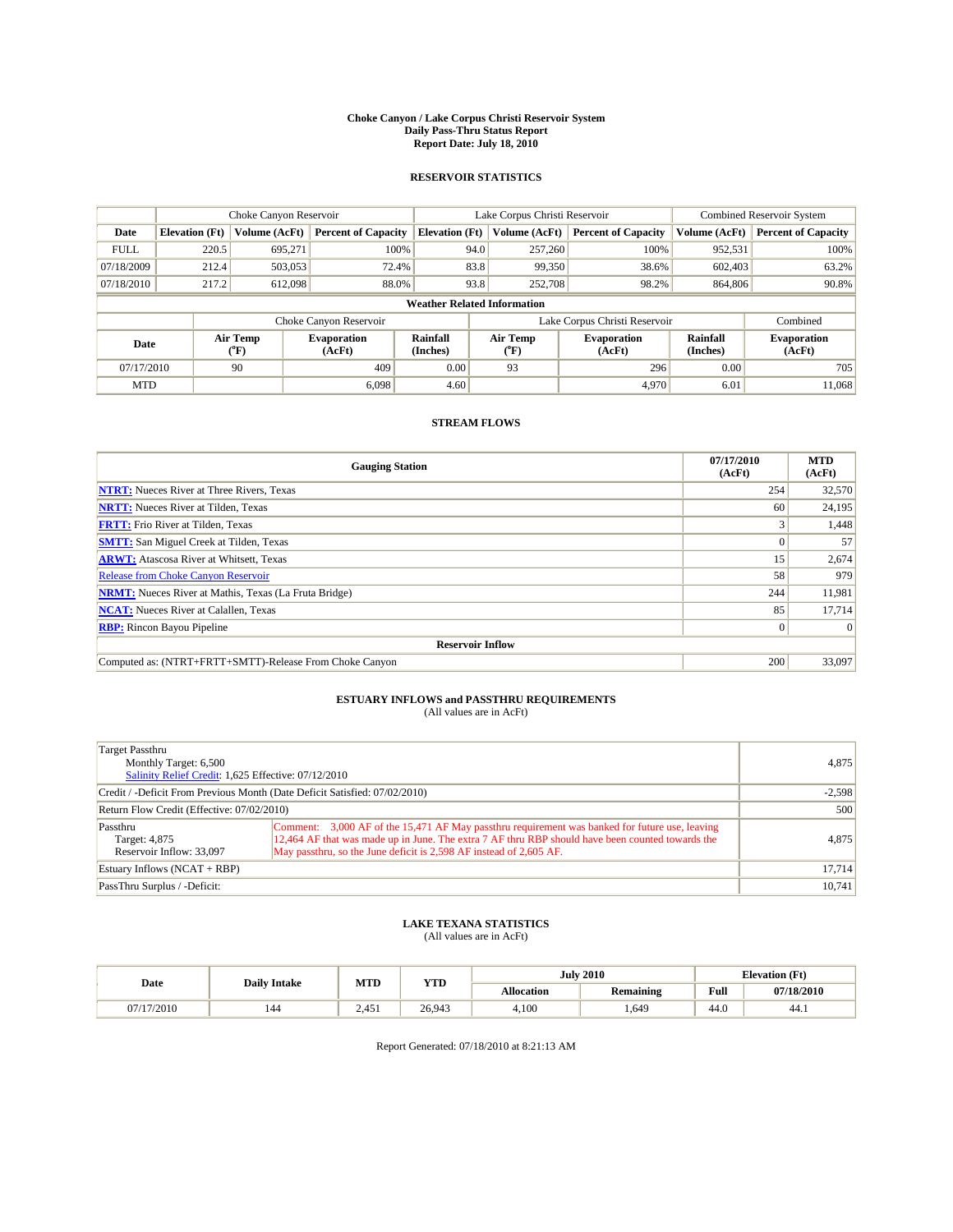# Choke Canyon / Lake Corpus Christi Reservoir System
## Daily Pass-Thru Status Report
## Report Date: July 18, 2010

### RESERVOIR STATISTICS

| | Choke Canyon Reservoir | | | Lake Corpus Christi Reservoir | | | Combined Reservoir System | |
|---|---|---|---|---|---|---|---|---|
| Date | Elevation (Ft) | Volume (AcFt) | Percent of Capacity | Elevation (Ft) | Volume (AcFt) | Percent of Capacity | Volume (AcFt) | Percent of Capacity |
| FULL | 220.5 | 695,271 | 100% | 94.0 | 257,260 | 100% | 952,531 | 100% |
| 07/18/2009 | 212.4 | 503,053 | 72.4% | 83.8 | 99,350 | 38.6% | 602,403 | 63.2% |
| 07/18/2010 | 217.2 | 612,098 | 88.0% | 93.8 | 252,708 | 98.2% | 864,806 | 90.8% |

**Weather Related Information**

| | Choke Canyon Reservoir | | | Lake Corpus Christi Reservoir | | | Combined |
|---|---|---|---|---|---|---|---|
| Date | Air Temp (°F) | Evaporation (AcFt) | Rainfall (Inches) | Air Temp (°F) | Evaporation (AcFt) | Rainfall (Inches) | Evaporation (AcFt) |
| 07/17/2010 | 90 | 409 | 0.00 | 93 | 296 | 0.00 | 705 |
| MTD | | 6,098 | 4.60 | | 4,970 | 6.01 | 11,068 |

### STREAM FLOWS

| Gauging Station | 07/17/2010 (AcFt) | MTD (AcFt) |
|---|---|---|
| NTRT: Nueces River at Three Rivers, Texas | 254 | 32,570 |
| NRTT: Nueces River at Tilden, Texas | 60 | 24,195 |
| FRTT: Frio River at Tilden, Texas | 3 | 1,448 |
| SMTT: San Miguel Creek at Tilden, Texas | 0 | 57 |
| ARWT: Atascosa River at Whitsett, Texas | 15 | 2,674 |
| Release from Choke Canyon Reservoir | 58 | 979 |
| NRMT: Nueces River at Mathis, Texas (La Fruta Bridge) | 244 | 11,981 |
| NCAT: Nueces River at Calallen, Texas | 85 | 17,714 |
| RBP: Rincon Bayou Pipeline | 0 | 0 |
| **Reservoir Inflow** | | |
| Computed as: (NTRT+FRTT+SMTT)-Release From Choke Canyon | 200 | 33,097 |

### ESTUARY INFLOWS and PASSTHRU REQUIREMENTS
(All values are in AcFt)

| | | |
|---|---|---|
| Target Passthru<br>Monthly Target: 6,500<br>Salinity Relief Credit: 1,625 Effective: 07/12/2010 | | 4,875 |
| Credit / -Deficit From Previous Month (Date Deficit Satisfied: 07/02/2010) | | -2,598 |
| Return Flow Credit (Effective: 07/02/2010) | | 500 |
| Passthru<br>Target: 4,875<br>Reservoir Inflow: 33,097 | Comment: 3,000 AF of the 15,471 AF May passthru requirement was banked for future use, leaving 12,464 AF that was made up in June. The extra 7 AF thru RBP should have been counted towards the May passthru, so the June deficit is 2,598 AF instead of 2,605 AF. | 4,875 |
| Estuary Inflows (NCAT + RBP) | | 17,714 |
| PassThru Surplus / -Deficit: | | 10,741 |

### LAKE TEXANA STATISTICS
(All values are in AcFt)

| Date | Daily Intake | MTD | YTD | July 2010 | | Elevation (Ft) | |
|---|---|---|---|---|---|---|---|
| | | | | Allocation | Remaining | Full | 07/18/2010 |
| 07/17/2010 | 144 | 2,451 | 26,943 | 4,100 | 1,649 | 44.0 | 44.1 |

Report Generated: 07/18/2010 at 8:21:13 AM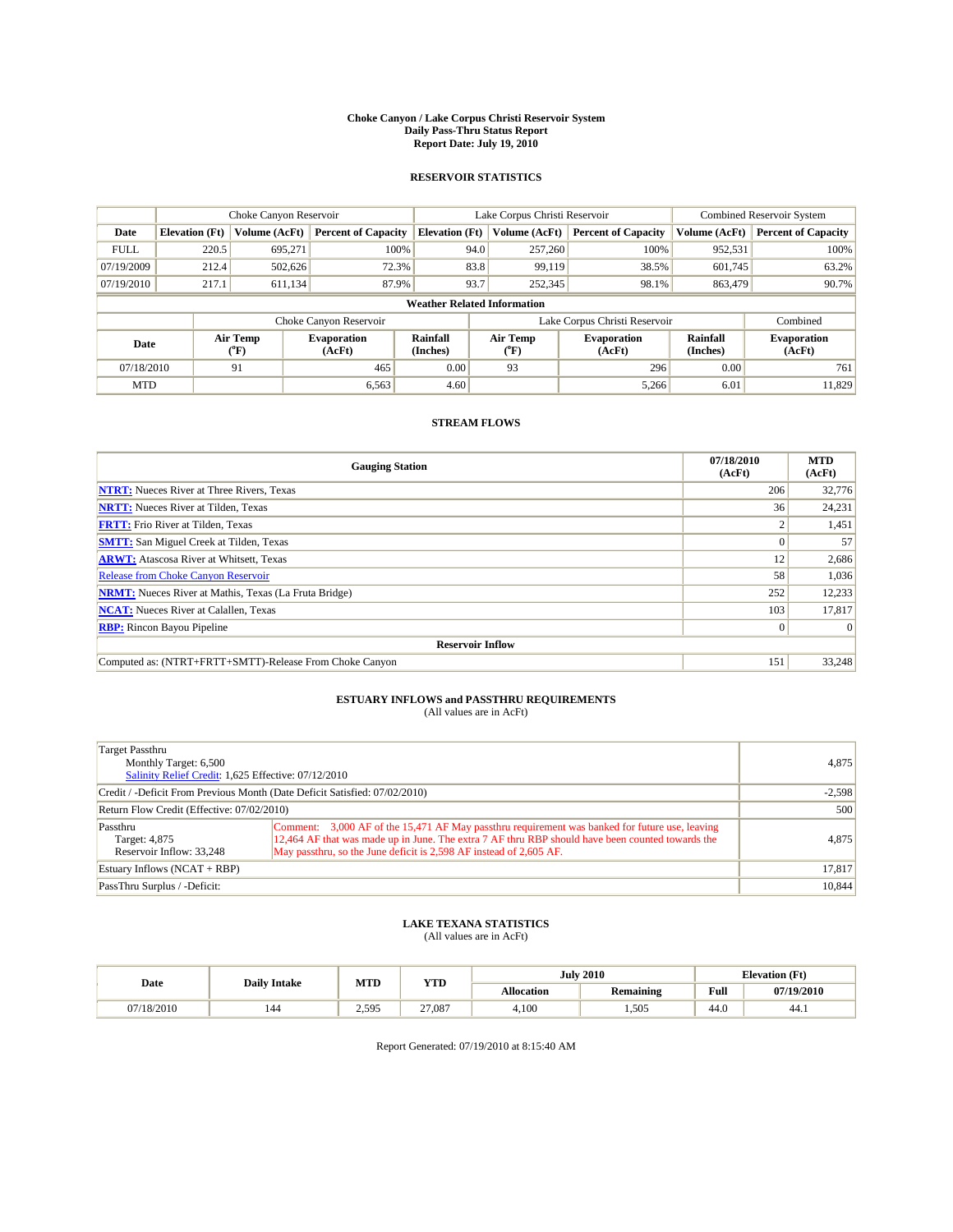# Choke Canyon / Lake Corpus Christi Reservoir System
## Daily Pass-Thru Status Report
## Report Date: July 19, 2010

### RESERVOIR STATISTICS

| | Choke Canyon Reservoir | | | Lake Corpus Christi Reservoir | | | Combined Reservoir System | |
|---|---|---|---|---|---|---|---|---|
| Date | Elevation (Ft) | Volume (AcFt) | Percent of Capacity | Elevation (Ft) | Volume (AcFt) | Percent of Capacity | Volume (AcFt) | Percent of Capacity |
| FULL | 220.5 | 695,271 | 100% | 94.0 | 257,260 | 100% | 952,531 | 100% |
| 07/19/2009 | 212.4 | 502,626 | 72.3% | 83.8 | 99,119 | 38.5% | 601,745 | 63.2% |
| 07/19/2010 | 217.1 | 611,134 | 87.9% | 93.7 | 252,345 | 98.1% | 863,479 | 90.7% |

**Weather Related Information**

| | Choke Canyon Reservoir | | | Lake Corpus Christi Reservoir | | | Combined |
|---|---|---|---|---|---|---|---|
| Date | Air Temp (°F) | Evaporation (AcFt) | Rainfall (Inches) | Air Temp (°F) | Evaporation (AcFt) | Rainfall (Inches) | Evaporation (AcFt) |
| 07/18/2010 | 91 | 465 | 0.00 | 93 | 296 | 0.00 | 761 |
| MTD | | 6,563 | 4.60 | | 5,266 | 6.01 | 11,829 |

### STREAM FLOWS

| Gauging Station | 07/18/2010 (AcFt) | MTD (AcFt) |
|---|---|---|
| NTRT: Nueces River at Three Rivers, Texas | 206 | 32,776 |
| NRTT: Nueces River at Tilden, Texas | 36 | 24,231 |
| FRTT: Frio River at Tilden, Texas | 2 | 1,451 |
| SMTT: San Miguel Creek at Tilden, Texas | 0 | 57 |
| ARWT: Atascosa River at Whitsett, Texas | 12 | 2,686 |
| Release from Choke Canyon Reservoir | 58 | 1,036 |
| NRMT: Nueces River at Mathis, Texas (La Fruta Bridge) | 252 | 12,233 |
| NCAT: Nueces River at Calallen, Texas | 103 | 17,817 |
| RBP: Rincon Bayou Pipeline | 0 | 0 |
| **Reservoir Inflow** | | |
| Computed as: (NTRT+FRTT+SMTT)-Release From Choke Canyon | 151 | 33,248 |

### ESTUARY INFLOWS and PASSTHRU REQUIREMENTS
(All values are in AcFt)

| | | |
|---|---|---|
| Target Passthru<br>Monthly Target: 6,500<br>Salinity Relief Credit: 1,625 Effective: 07/12/2010 | | 4,875 |
| Credit / -Deficit From Previous Month (Date Deficit Satisfied: 07/02/2010) | | -2,598 |
| Return Flow Credit (Effective: 07/02/2010) | | 500 |
| Passthru<br>Target: 4,875<br>Reservoir Inflow: 33,248 | Comment: 3,000 AF of the 15,471 AF May passthru requirement was banked for future use, leaving 12,464 AF that was made up in June. The extra 7 AF thru RBP should have been counted towards the May passthru, so the June deficit is 2,598 AF instead of 2,605 AF. | 4,875 |
| Estuary Inflows (NCAT + RBP) | | 17,817 |
| PassThru Surplus / -Deficit: | | 10,844 |

### LAKE TEXANA STATISTICS
(All values are in AcFt)

| Date | Daily Intake | MTD | YTD | July 2010 | | Elevation (Ft) | |
|---|---|---|---|---|---|---|---|
| | | | | Allocation | Remaining | Full | 07/19/2010 |
| 07/18/2010 | 144 | 2,595 | 27,087 | 4,100 | 1,505 | 44.0 | 44.1 |

Report Generated: 07/19/2010 at 8:15:40 AM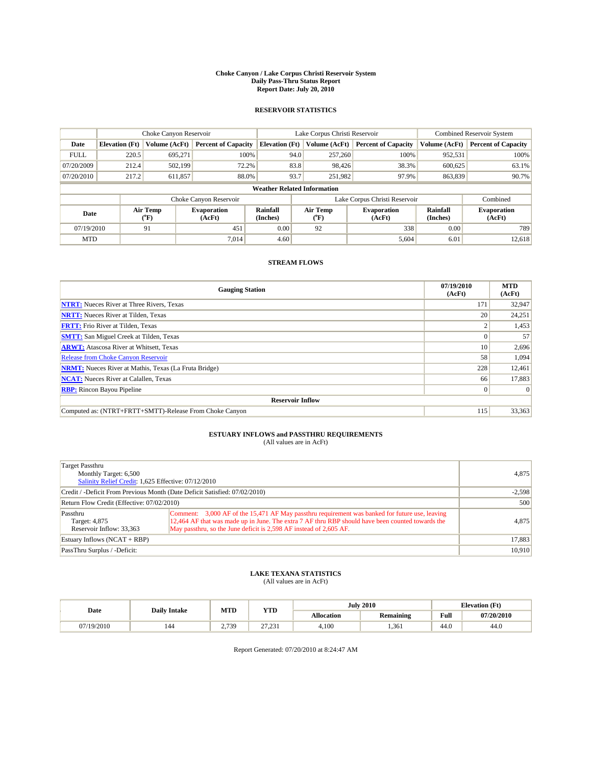# Choke Canyon / Lake Corpus Christi Reservoir System
## Daily Pass-Thru Status Report
### Report Date: July 20, 2010

## RESERVOIR STATISTICS

| | Choke Canyon Reservoir | | | Lake Corpus Christi Reservoir | | | Combined Reservoir System | |
|---|---|---|---|---|---|---|---|---|
| Date | Elevation (Ft) | Volume (AcFt) | Percent of Capacity | Elevation (Ft) | Volume (AcFt) | Percent of Capacity | Volume (AcFt) | Percent of Capacity |
| FULL | 220.5 | 695,271 | 100% | 94.0 | 257,260 | 100% | 952,531 | 100% |
| 07/20/2009 | 212.4 | 502,199 | 72.2% | 83.8 | 98,426 | 38.3% | 600,625 | 63.1% |
| 07/20/2010 | 217.2 | 611,857 | 88.0% | 93.7 | 251,982 | 97.9% | 863,839 | 90.7% |

**Weather Related Information**

| | Choke Canyon Reservoir | | | Lake Corpus Christi Reservoir | | | Combined |
|---|---|---|---|---|---|---|---|
| Date | Air Temp (°F) | Evaporation (AcFt) | Rainfall (Inches) | Air Temp (°F) | Evaporation (AcFt) | Rainfall (Inches) | Evaporation (AcFt) |
| 07/19/2010 | 91 | 451 | 0.00 | 92 | 338 | 0.00 | 789 |
| MTD | | 7,014 | 4.60 | | 5,604 | 6.01 | 12,618 |

## STREAM FLOWS

| Gauging Station | 07/19/2010 (AcFt) | MTD (AcFt) |
|---|---|---|
| NTRT: Nueces River at Three Rivers, Texas | 171 | 32,947 |
| NRTT: Nueces River at Tilden, Texas | 20 | 24,251 |
| FRTT: Frio River at Tilden, Texas | 2 | 1,453 |
| SMTT: San Miguel Creek at Tilden, Texas | 0 | 57 |
| ARWT: Atascosa River at Whitsett, Texas | 10 | 2,696 |
| Release from Choke Canyon Reservoir | 58 | 1,094 |
| NRMT: Nueces River at Mathis, Texas (La Fruta Bridge) | 228 | 12,461 |
| NCAT: Nueces River at Calallen, Texas | 66 | 17,883 |
| RBP: Rincon Bayou Pipeline | 0 | 0 |
| **Reservoir Inflow** | | |
| Computed as: (NTRT+FRTT+SMTT)-Release From Choke Canyon | 115 | 33,363 |

## ESTUARY INFLOWS and PASSTHRU REQUIREMENTS
(All values are in AcFt)

| | | |
|---|---|---|
| Target Passthru<br>Monthly Target: 6,500<br>Salinity Relief Credit: 1,625 Effective: 07/12/2010 | | 4,875 |
| Credit / -Deficit From Previous Month (Date Deficit Satisfied: 07/02/2010) | | -2,598 |
| Return Flow Credit (Effective: 07/02/2010) | | 500 |
| Passthru<br>Target: 4,875<br>Reservoir Inflow: 33,363 | Comment: 3,000 AF of the 15,471 AF May passthru requirement was banked for future use, leaving 12,464 AF that was made up in June. The extra 7 AF thru RBP should have been counted towards the May passthru, so the June deficit is 2,598 AF instead of 2,605 AF. | 4,875 |
| Estuary Inflows (NCAT + RBP) | | 17,883 |
| PassThru Surplus / -Deficit: | | 10,910 |

## LAKE TEXANA STATISTICS
(All values are in AcFt)

| Date | Daily Intake | MTD | YTD | July 2010 | | Elevation (Ft) | |
|---|---|---|---|---|---|---|---|
| | | | | Allocation | Remaining | Full | 07/20/2010 |
| 07/19/2010 | 144 | 2,739 | 27,231 | 4,100 | 1,361 | 44.0 | 44.0 |

Report Generated: 07/20/2010 at 8:24:47 AM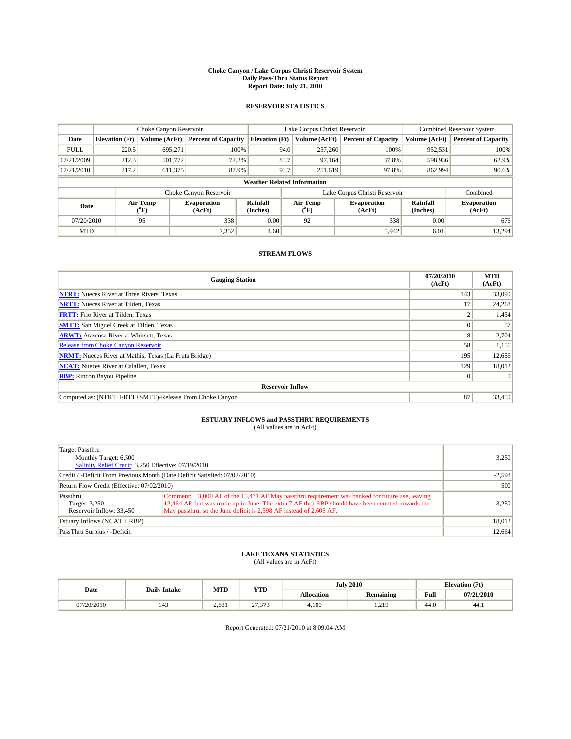# Choke Canyon / Lake Corpus Christi Reservoir System
## Daily Pass-Thru Status Report
## Report Date: July 21, 2010

### RESERVOIR STATISTICS

| | Choke Canyon Reservoir | | | Lake Corpus Christi Reservoir | | | Combined Reservoir System | |
|---|---|---|---|---|---|---|---|---|
| Date | Elevation (Ft) | Volume (AcFt) | Percent of Capacity | Elevation (Ft) | Volume (AcFt) | Percent of Capacity | Volume (AcFt) | Percent of Capacity |
| FULL | 220.5 | 695,271 | 100% | 94.0 | 257,260 | 100% | 952,531 | 100% |
| 07/21/2009 | 212.3 | 501,772 | 72.2% | 83.7 | 97,164 | 37.8% | 598,936 | 62.9% |
| 07/21/2010 | 217.2 | 611,375 | 87.9% | 93.7 | 251,619 | 97.8% | 862,994 | 90.6% |

**Weather Related Information**

| | Choke Canyon Reservoir | | | Lake Corpus Christi Reservoir | | | Combined |
|---|---|---|---|---|---|---|---|
| Date | Air Temp (°F) | Evaporation (AcFt) | Rainfall (Inches) | Air Temp (°F) | Evaporation (AcFt) | Rainfall (Inches) | Evaporation (AcFt) |
| 07/20/2010 | 95 | 338 | 0.00 | 92 | 338 | 0.00 | 676 |
| MTD | | 7,352 | 4.60 | | 5,942 | 6.01 | 13,294 |

### STREAM FLOWS

| Gauging Station | 07/20/2010 (AcFt) | MTD (AcFt) |
|---|---|---|
| NTRT: Nueces River at Three Rivers, Texas | 143 | 33,090 |
| NRTT: Nueces River at Tilden, Texas | 17 | 24,268 |
| FRTT: Frio River at Tilden, Texas | 2 | 1,454 |
| SMTT: San Miguel Creek at Tilden, Texas | 0 | 57 |
| ARWT: Atascosa River at Whitsett, Texas | 8 | 2,704 |
| Release from Choke Canyon Reservoir | 58 | 1,151 |
| NRMT: Nueces River at Mathis, Texas (La Fruta Bridge) | 195 | 12,656 |
| NCAT: Nueces River at Calallen, Texas | 129 | 18,012 |
| RBP: Rincon Bayou Pipeline | 0 | 0 |
| **Reservoir Inflow** | | |
| Computed as: (NTRT+FRTT+SMTT)-Release From Choke Canyon | 87 | 33,450 |

### ESTUARY INFLOWS and PASSTHRU REQUIREMENTS
(All values are in AcFt)

| | | |
|---|---|---|
| Target Passthru<br>Monthly Target: 6,500<br>Salinity Relief Credit: 3,250 Effective: 07/19/2010 | | 3,250 |
| Credit / -Deficit From Previous Month (Date Deficit Satisfied: 07/02/2010) | | -2,598 |
| Return Flow Credit (Effective: 07/02/2010) | | 500 |
| Passthru<br>Target: 3,250<br>Reservoir Inflow: 33,450 | Comment: 3,000 AF of the 15,471 AF May passthru requirement was banked for future use, leaving 12,464 AF that was made up in June. The extra 7 AF thru RBP should have been counted towards the May passthru, so the June deficit is 2,598 AF instead of 2,605 AF. | 3,250 |
| Estuary Inflows (NCAT + RBP) | | 18,012 |
| PassThru Surplus / -Deficit: | | 12,664 |

### LAKE TEXANA STATISTICS
(All values are in AcFt)

| Date | Daily Intake | MTD | YTD | July 2010 | | Elevation (Ft) | |
|---|---|---|---|---|---|---|---|
| | | | | Allocation | Remaining | Full | 07/21/2010 |
| 07/20/2010 | 143 | 2,881 | 27,373 | 4,100 | 1,219 | 44.0 | 44.1 |

Report Generated: 07/21/2010 at 8:09:04 AM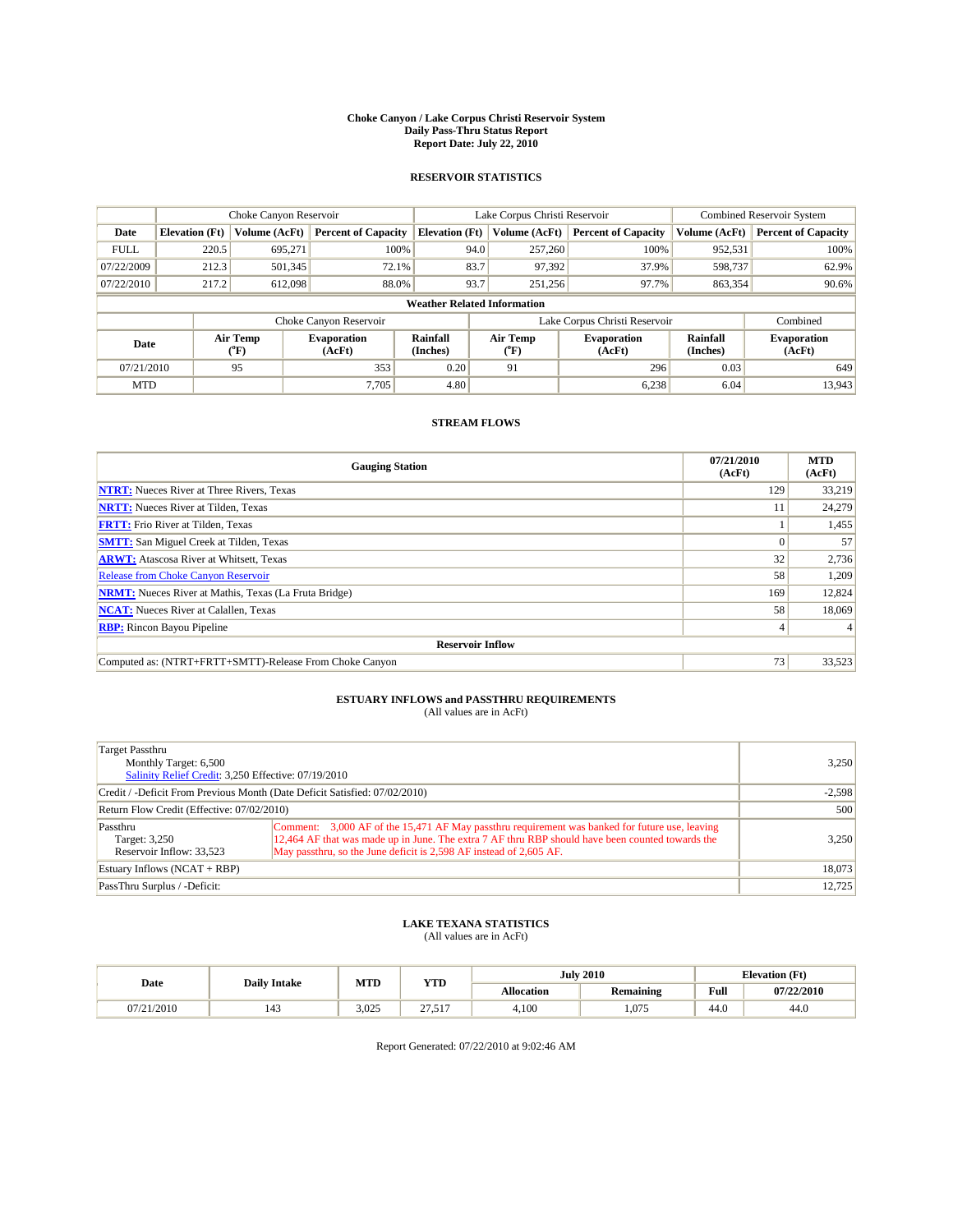# Choke Canyon / Lake Corpus Christi Reservoir System
## Daily Pass-Thru Status Report
### Report Date: July 22, 2010

## RESERVOIR STATISTICS

| | Choke Canyon Reservoir | | | Lake Corpus Christi Reservoir | | | Combined Reservoir System | |
|---|---|---|---|---|---|---|---|---|
| Date | Elevation (Ft) | Volume (AcFt) | Percent of Capacity | Elevation (Ft) | Volume (AcFt) | Percent of Capacity | Volume (AcFt) | Percent of Capacity |
| FULL | 220.5 | 695,271 | 100% | 94.0 | 257,260 | 100% | 952,531 | 100% |
| 07/22/2009 | 212.3 | 501,345 | 72.1% | 83.7 | 97,392 | 37.9% | 598,737 | 62.9% |
| 07/22/2010 | 217.2 | 612,098 | 88.0% | 93.7 | 251,256 | 97.7% | 863,354 | 90.6% |

**Weather Related Information**

| | Choke Canyon Reservoir | | | Lake Corpus Christi Reservoir | | | Combined |
|---|---|---|---|---|---|---|---|
| Date | Air Temp (°F) | Evaporation (AcFt) | Rainfall (Inches) | Air Temp (°F) | Evaporation (AcFt) | Rainfall (Inches) | Evaporation (AcFt) |
| 07/21/2010 | 95 | 353 | 0.20 | 91 | 296 | 0.03 | 649 |
| MTD | | 7,705 | 4.80 | | 6,238 | 6.04 | 13,943 |

## STREAM FLOWS

| Gauging Station | 07/21/2010 (AcFt) | MTD (AcFt) |
|---|---|---|
| NTRT: Nueces River at Three Rivers, Texas | 129 | 33,219 |
| NRTT: Nueces River at Tilden, Texas | 11 | 24,279 |
| FRTT: Frio River at Tilden, Texas | 1 | 1,455 |
| SMTT: San Miguel Creek at Tilden, Texas | 0 | 57 |
| ARWT: Atascosa River at Whitsett, Texas | 32 | 2,736 |
| Release from Choke Canyon Reservoir | 58 | 1,209 |
| NRMT: Nueces River at Mathis, Texas (La Fruta Bridge) | 169 | 12,824 |
| NCAT: Nueces River at Calallen, Texas | 58 | 18,069 |
| RBP: Rincon Bayou Pipeline | 4 | 4 |
| **Reservoir Inflow** | | |
| Computed as: (NTRT+FRTT+SMTT)-Release From Choke Canyon | 73 | 33,523 |

## ESTUARY INFLOWS and PASSTHRU REQUIREMENTS
(All values are in AcFt)

| | | |
|---|---|---|
| Target Passthru<br>Monthly Target: 6,500<br>Salinity Relief Credit: 3,250 Effective: 07/19/2010 | | 3,250 |
| Credit / -Deficit From Previous Month (Date Deficit Satisfied: 07/02/2010) | | -2,598 |
| Return Flow Credit (Effective: 07/02/2010) | | 500 |
| Passthru<br>Target: 3,250<br>Reservoir Inflow: 33,523 | Comment: 3,000 AF of the 15,471 AF May passthru requirement was banked for future use, leaving 12,464 AF that was made up in June. The extra 7 AF thru RBP should have been counted towards the May passthru, so the June deficit is 2,598 AF instead of 2,605 AF. | 3,250 |
| Estuary Inflows (NCAT + RBP) | | 18,073 |
| PassThru Surplus / -Deficit: | | 12,725 |

## LAKE TEXANA STATISTICS
(All values are in AcFt)

| Date | Daily Intake | MTD | YTD | July 2010 | | Elevation (Ft) | |
|---|---|---|---|---|---|---|---|
| | | | | Allocation | Remaining | Full | 07/22/2010 |
| 07/21/2010 | 143 | 3,025 | 27,517 | 4,100 | 1,075 | 44.0 | 44.0 |

Report Generated: 07/22/2010 at 9:02:46 AM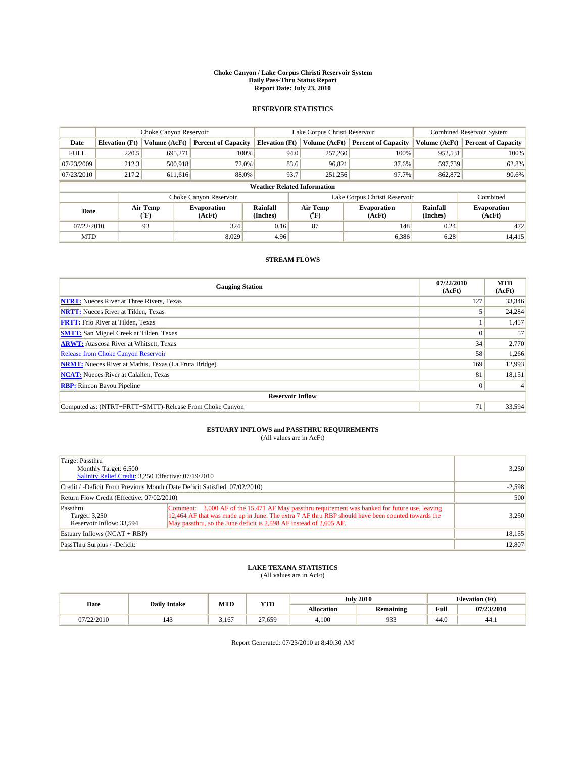# Choke Canyon / Lake Corpus Christi Reservoir System
## Daily Pass-Thru Status Report
## Report Date: July 23, 2010

### RESERVOIR STATISTICS

| | Choke Canyon Reservoir | | | Lake Corpus Christi Reservoir | | | Combined Reservoir System | |
|---|---|---|---|---|---|---|---|---|
| Date | Elevation (Ft) | Volume (AcFt) | Percent of Capacity | Elevation (Ft) | Volume (AcFt) | Percent of Capacity | Volume (AcFt) | Percent of Capacity |
| FULL | 220.5 | 695,271 | 100% | 94.0 | 257,260 | 100% | 952,531 | 100% |
| 07/23/2009 | 212.3 | 500,918 | 72.0% | 83.6 | 96,821 | 37.6% | 597,739 | 62.8% |
| 07/23/2010 | 217.2 | 611,616 | 88.0% | 93.7 | 251,256 | 97.7% | 862,872 | 90.6% |

**Weather Related Information**

| | Choke Canyon Reservoir | | | Lake Corpus Christi Reservoir | | | Combined |
|---|---|---|---|---|---|---|---|
| Date | Air Temp (°F) | Evaporation (AcFt) | Rainfall (Inches) | Air Temp (°F) | Evaporation (AcFt) | Rainfall (Inches) | Evaporation (AcFt) |
| 07/22/2010 | 93 | 324 | 0.16 | 87 | 148 | 0.24 | 472 |
| MTD | | 8,029 | 4.96 | | 6,386 | 6.28 | 14,415 |

### STREAM FLOWS

| Gauging Station | 07/22/2010 (AcFt) | MTD (AcFt) |
|---|---|---|
| NTRT: Nueces River at Three Rivers, Texas | 127 | 33,346 |
| NRTT: Nueces River at Tilden, Texas | 5 | 24,284 |
| FRTT: Frio River at Tilden, Texas | 1 | 1,457 |
| SMTT: San Miguel Creek at Tilden, Texas | 0 | 57 |
| ARWT: Atascosa River at Whitsett, Texas | 34 | 2,770 |
| Release from Choke Canyon Reservoir | 58 | 1,266 |
| NRMT: Nueces River at Mathis, Texas (La Fruta Bridge) | 169 | 12,993 |
| NCAT: Nueces River at Calallen, Texas | 81 | 18,151 |
| RBP: Rincon Bayou Pipeline | 0 | 4 |
| **Reservoir Inflow** | | |
| Computed as: (NTRT+FRTT+SMTT)-Release From Choke Canyon | 71 | 33,594 |

### ESTUARY INFLOWS and PASSTHRU REQUIREMENTS
(All values are in AcFt)

| | | |
|---|---|---|
| Target Passthru<br>Monthly Target: 6,500<br>Salinity Relief Credit: 3,250 Effective: 07/19/2010 | | 3,250 |
| Credit / -Deficit From Previous Month (Date Deficit Satisfied: 07/02/2010) | | -2,598 |
| Return Flow Credit (Effective: 07/02/2010) | | 500 |
| Passthru<br>Target: 3,250<br>Reservoir Inflow: 33,594 | Comment: 3,000 AF of the 15,471 AF May passthru requirement was banked for future use, leaving 12,464 AF that was made up in June. The extra 7 AF thru RBP should have been counted towards the May passthru, so the June deficit is 2,598 AF instead of 2,605 AF. | 3,250 |
| Estuary Inflows (NCAT + RBP) | | 18,155 |
| PassThru Surplus / -Deficit: | | 12,807 |

### LAKE TEXANA STATISTICS
(All values are in AcFt)

| Date | Daily Intake | MTD | YTD | July 2010 | | Elevation (Ft) | |
|---|---|---|---|---|---|---|---|
| | | | | Allocation | Remaining | Full | 07/23/2010 |
| 07/22/2010 | 143 | 3,167 | 27,659 | 4,100 | 933 | 44.0 | 44.1 |

Report Generated: 07/23/2010 at 8:40:30 AM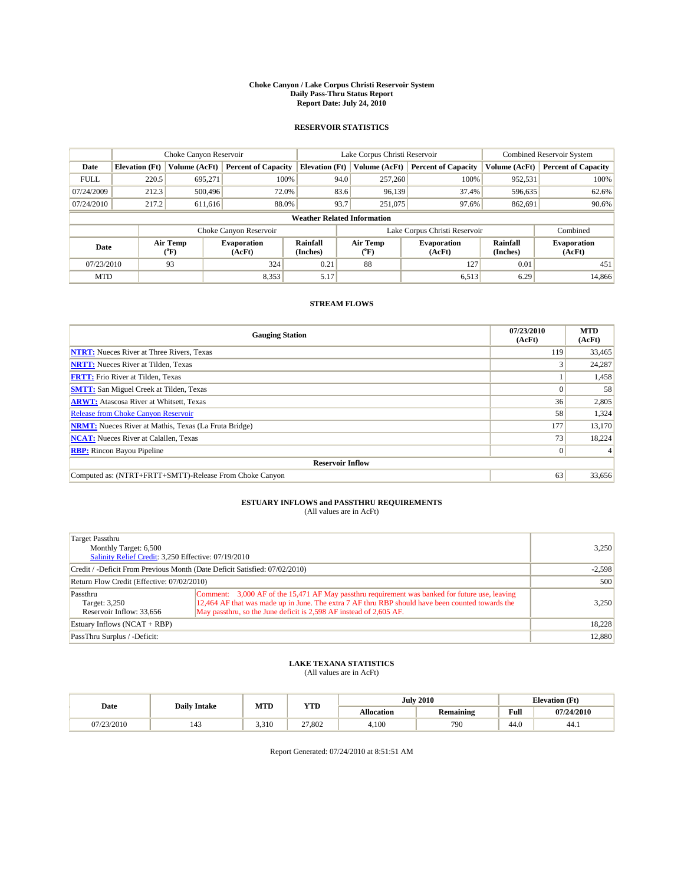**Choke Canyon / Lake Corpus Christi Reservoir System**
**Daily Pass-Thru Status Report**
**Report Date: July 24, 2010**

## RESERVOIR STATISTICS

| | Choke Canyon Reservoir | | | Lake Corpus Christi Reservoir | | | Combined Reservoir System | |
|---|---|---|---|---|---|---|---|---|
| Date | Elevation (Ft) | Volume (AcFt) | Percent of Capacity | Elevation (Ft) | Volume (AcFt) | Percent of Capacity | Volume (AcFt) | Percent of Capacity |
| FULL | 220.5 | 695,271 | 100% | 94.0 | 257,260 | 100% | 952,531 | 100% |
| 07/24/2009 | 212.3 | 500,496 | 72.0% | 83.6 | 96,139 | 37.4% | 596,635 | 62.6% |
| 07/24/2010 | 217.2 | 611,616 | 88.0% | 93.7 | 251,075 | 97.6% | 862,691 | 90.6% |

**Weather Related Information**

| | Choke Canyon Reservoir | | | Lake Corpus Christi Reservoir | | | Combined |
|---|---|---|---|---|---|---|---|
| Date | Air Temp (°F) | Evaporation (AcFt) | Rainfall (Inches) | Air Temp (°F) | Evaporation (AcFt) | Rainfall (Inches) | Evaporation (AcFt) |
| 07/23/2010 | 93 | 324 | 0.21 | 88 | 127 | 0.01 | 451 |
| MTD | | 8,353 | 5.17 | | 6,513 | 6.29 | 14,866 |

## STREAM FLOWS

| Gauging Station | 07/23/2010 (AcFt) | MTD (AcFt) |
|---|---|---|
| NTRT: Nueces River at Three Rivers, Texas | 119 | 33,465 |
| NRTT: Nueces River at Tilden, Texas | 3 | 24,287 |
| FRTT: Frio River at Tilden, Texas | 1 | 1,458 |
| SMTT: San Miguel Creek at Tilden, Texas | 0 | 58 |
| ARWT: Atascosa River at Whitsett, Texas | 36 | 2,805 |
| Release from Choke Canyon Reservoir | 58 | 1,324 |
| NRMT: Nueces River at Mathis, Texas (La Fruta Bridge) | 177 | 13,170 |
| NCAT: Nueces River at Calallen, Texas | 73 | 18,224 |
| RBP: Rincon Bayou Pipeline | 0 | 4 |
| **Reservoir Inflow** | | |
| Computed as: (NTRT+FRTT+SMTT)-Release From Choke Canyon | 63 | 33,656 |

## ESTUARY INFLOWS and PASSTHRU REQUIREMENTS
(All values are in AcFt)

| | | |
|---|---|---|
| Target Passthru<br>Monthly Target: 6,500<br>Salinity Relief Credit: 3,250 Effective: 07/19/2010 | | 3,250 |
| Credit / -Deficit From Previous Month (Date Deficit Satisfied: 07/02/2010) | | -2,598 |
| Return Flow Credit (Effective: 07/02/2010) | | 500 |
| Passthru<br>Target: 3,250<br>Reservoir Inflow: 33,656 | Comment: 3,000 AF of the 15,471 AF May passthru requirement was banked for future use, leaving 12,464 AF that was made up in June. The extra 7 AF thru RBP should have been counted towards the May passthru, so the June deficit is 2,598 AF instead of 2,605 AF. | 3,250 |
| Estuary Inflows (NCAT + RBP) | | 18,228 |
| PassThru Surplus / -Deficit: | | 12,880 |

## LAKE TEXANA STATISTICS
(All values are in AcFt)

| Date | Daily Intake | MTD | YTD | July 2010 | | Elevation (Ft) | |
|---|---|---|---|---|---|---|---|
| | | | | Allocation | Remaining | Full | 07/24/2010 |
| 07/23/2010 | 143 | 3,310 | 27,802 | 4,100 | 790 | 44.0 | 44.1 |

Report Generated: 07/24/2010 at 8:51:51 AM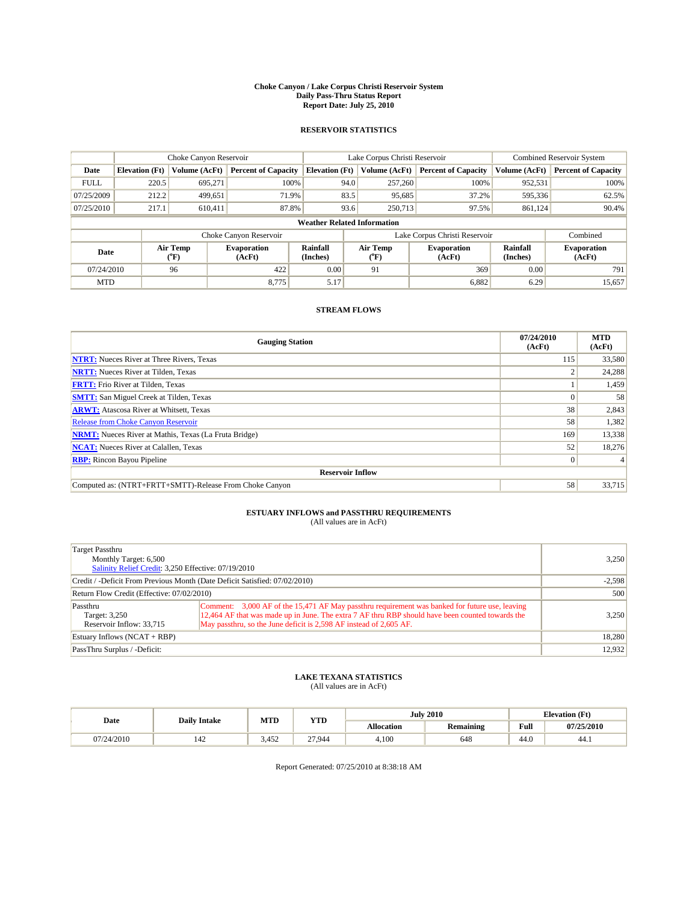**Choke Canyon / Lake Corpus Christi Reservoir System**
**Daily Pass-Thru Status Report**
**Report Date: July 25, 2010**

## RESERVOIR STATISTICS

| | Choke Canyon Reservoir | | | Lake Corpus Christi Reservoir | | | Combined Reservoir System | |
|---|---|---|---|---|---|---|---|---|
| **Date** | **Elevation (Ft)** | **Volume (AcFt)** | **Percent of Capacity** | **Elevation (Ft)** | **Volume (AcFt)** | **Percent of Capacity** | **Volume (AcFt)** | **Percent of Capacity** |
| FULL | 220.5 | 695,271 | 100% | 94.0 | 257,260 | 100% | 952,531 | 100% |
| 07/25/2009 | 212.2 | 499,651 | 71.9% | 83.5 | 95,685 | 37.2% | 595,336 | 62.5% |
| 07/25/2010 | 217.1 | 610,411 | 87.8% | 93.6 | 250,713 | 97.5% | 861,124 | 90.4% |

**Weather Related Information**

| | Choke Canyon Reservoir | | | Lake Corpus Christi Reservoir | | | Combined |
|---|---|---|---|---|---|---|---|
| **Date** | **Air Temp (°F)** | **Evaporation (AcFt)** | **Rainfall (Inches)** | **Air Temp (°F)** | **Evaporation (AcFt)** | **Rainfall (Inches)** | **Evaporation (AcFt)** |
| 07/24/2010 | 96 | 422 | 0.00 | 91 | 369 | 0.00 | 791 |
| MTD | | 8,775 | 5.17 | | 6,882 | 6.29 | 15,657 |

## STREAM FLOWS

| Gauging Station | 07/24/2010 (AcFt) | MTD (AcFt) |
|---|---|---|
| **NTRT:** Nueces River at Three Rivers, Texas | 115 | 33,580 |
| **NRTT:** Nueces River at Tilden, Texas | 2 | 24,288 |
| **FRTT:** Frio River at Tilden, Texas | 1 | 1,459 |
| **SMTT:** San Miguel Creek at Tilden, Texas | 0 | 58 |
| **ARWT:** Atascosa River at Whitsett, Texas | 38 | 2,843 |
| Release from Choke Canyon Reservoir | 58 | 1,382 |
| **NRMT:** Nueces River at Mathis, Texas (La Fruta Bridge) | 169 | 13,338 |
| **NCAT:** Nueces River at Calallen, Texas | 52 | 18,276 |
| **RBP:** Rincon Bayou Pipeline | 0 | 4 |
| **Reservoir Inflow** | | |
| Computed as: (NTRT+FRTT+SMTT)-Release From Choke Canyon | 58 | 33,715 |

## ESTUARY INFLOWS and PASSTHRU REQUIREMENTS
(All values are in AcFt)

| | | |
|---|---|---|
| Target Passthru<br>Monthly Target: 6,500<br>Salinity Relief Credit: 3,250 Effective: 07/19/2010 | | 3,250 |
| Credit / -Deficit From Previous Month (Date Deficit Satisfied: 07/02/2010) | | -2,598 |
| Return Flow Credit (Effective: 07/02/2010) | | 500 |
| Passthru<br>Target: 3,250<br>Reservoir Inflow: 33,715 | Comment: 3,000 AF of the 15,471 AF May passthru requirement was banked for future use, leaving 12,464 AF that was made up in June. The extra 7 AF thru RBP should have been counted towards the May passthru, so the June deficit is 2,598 AF instead of 2,605 AF. | 3,250 |
| Estuary Inflows (NCAT + RBP) | | 18,280 |
| PassThru Surplus / -Deficit: | | 12,932 |

## LAKE TEXANA STATISTICS
(All values are in AcFt)

| Date | Daily Intake | MTD | YTD | July 2010 | | Elevation (Ft) | |
|---|---|---|---|---|---|---|---|
| | | | | **Allocation** | **Remaining** | **Full** | **07/25/2010** |
| 07/24/2010 | 142 | 3,452 | 27,944 | 4,100 | 648 | 44.0 | 44.1 |

Report Generated: 07/25/2010 at 8:38:18 AM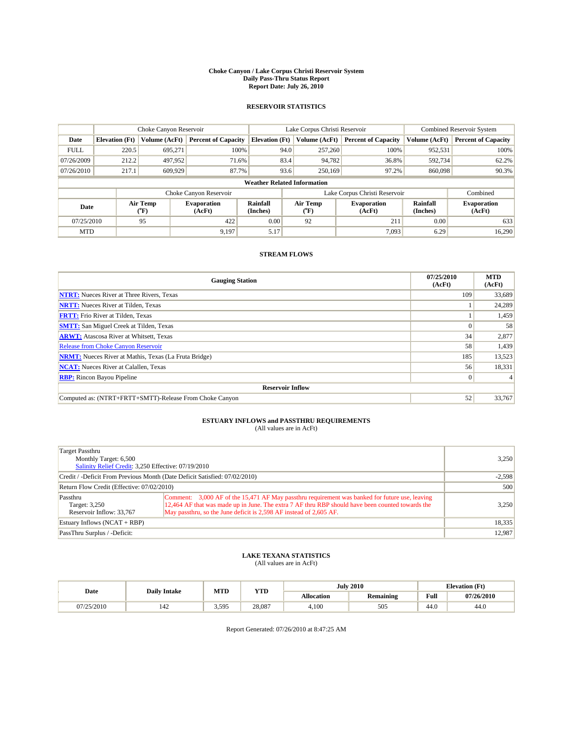# Choke Canyon / Lake Corpus Christi Reservoir System
## Daily Pass-Thru Status Report
### Report Date: July 26, 2010

## RESERVOIR STATISTICS

| | Choke Canyon Reservoir | | | Lake Corpus Christi Reservoir | | | Combined Reservoir System | |
|---|---|---|---|---|---|---|---|---|
| Date | Elevation (Ft) | Volume (AcFt) | Percent of Capacity | Elevation (Ft) | Volume (AcFt) | Percent of Capacity | Volume (AcFt) | Percent of Capacity |
| FULL | 220.5 | 695,271 | 100% | 94.0 | 257,260 | 100% | 952,531 | 100% |
| 07/26/2009 | 212.2 | 497,952 | 71.6% | 83.4 | 94,782 | 36.8% | 592,734 | 62.2% |
| 07/26/2010 | 217.1 | 609,929 | 87.7% | 93.6 | 250,169 | 97.2% | 860,098 | 90.3% |

**Weather Related Information**

| | Choke Canyon Reservoir | | | Lake Corpus Christi Reservoir | | | Combined |
|---|---|---|---|---|---|---|---|
| Date | Air Temp (°F) | Evaporation (AcFt) | Rainfall (Inches) | Air Temp (°F) | Evaporation (AcFt) | Rainfall (Inches) | Evaporation (AcFt) |
| 07/25/2010 | 95 | 422 | 0.00 | 92 | 211 | 0.00 | 633 |
| MTD | | 9,197 | 5.17 | | 7,093 | 6.29 | 16,290 |

## STREAM FLOWS

| Gauging Station | 07/25/2010 (AcFt) | MTD (AcFt) |
|---|---|---|
| NTRT: Nueces River at Three Rivers, Texas | 109 | 33,689 |
| NRTT: Nueces River at Tilden, Texas | 1 | 24,289 |
| FRTT: Frio River at Tilden, Texas | 1 | 1,459 |
| SMTT: San Miguel Creek at Tilden, Texas | 0 | 58 |
| ARWT: Atascosa River at Whitsett, Texas | 34 | 2,877 |
| Release from Choke Canyon Reservoir | 58 | 1,439 |
| NRMT: Nueces River at Mathis, Texas (La Fruta Bridge) | 185 | 13,523 |
| NCAT: Nueces River at Calallen, Texas | 56 | 18,331 |
| RBP: Rincon Bayou Pipeline | 0 | 4 |
| **Reservoir Inflow** | | |
| Computed as: (NTRT+FRTT+SMTT)-Release From Choke Canyon | 52 | 33,767 |

## ESTUARY INFLOWS and PASSTHRU REQUIREMENTS
(All values are in AcFt)

| | | |
|---|---|---|
| Target Passthru<br>Monthly Target: 6,500<br>Salinity Relief Credit: 3,250 Effective: 07/19/2010 | | 3,250 |
| Credit / -Deficit From Previous Month (Date Deficit Satisfied: 07/02/2010) | | -2,598 |
| Return Flow Credit (Effective: 07/02/2010) | | 500 |
| Passthru<br>Target: 3,250<br>Reservoir Inflow: 33,767 | Comment: 3,000 AF of the 15,471 AF May passthru requirement was banked for future use, leaving 12,464 AF that was made up in June. The extra 7 AF thru RBP should have been counted towards the May passthru, so the June deficit is 2,598 AF instead of 2,605 AF. | 3,250 |
| Estuary Inflows (NCAT + RBP) | | 18,335 |
| PassThru Surplus / -Deficit: | | 12,987 |

## LAKE TEXANA STATISTICS
(All values are in AcFt)

| Date | Daily Intake | MTD | YTD | July 2010 | | Elevation (Ft) | |
|---|---|---|---|---|---|---|---|
| | | | | Allocation | Remaining | Full | 07/26/2010 |
| 07/25/2010 | 142 | 3,595 | 28,087 | 4,100 | 505 | 44.0 | 44.0 |

Report Generated: 07/26/2010 at 8:47:25 AM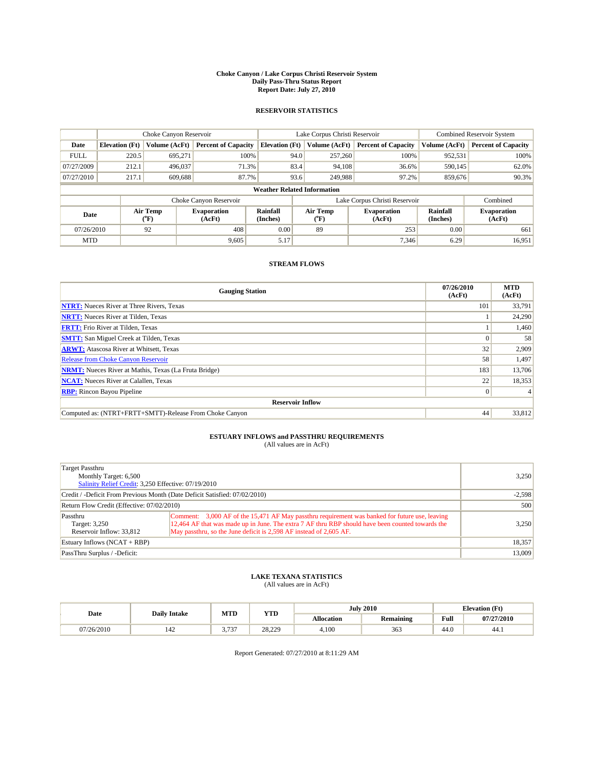# Choke Canyon / Lake Corpus Christi Reservoir System
## Daily Pass-Thru Status Report
## Report Date: July 27, 2010

### RESERVOIR STATISTICS

| | Choke Canyon Reservoir | | | Lake Corpus Christi Reservoir | | | Combined Reservoir System | |
|---|---|---|---|---|---|---|---|---|
| Date | Elevation (Ft) | Volume (AcFt) | Percent of Capacity | Elevation (Ft) | Volume (AcFt) | Percent of Capacity | Volume (AcFt) | Percent of Capacity |
| FULL | 220.5 | 695,271 | 100% | 94.0 | 257,260 | 100% | 952,531 | 100% |
| 07/27/2009 | 212.1 | 496,037 | 71.3% | 83.4 | 94,108 | 36.6% | 590,145 | 62.0% |
| 07/27/2010 | 217.1 | 609,688 | 87.7% | 93.6 | 249,988 | 97.2% | 859,676 | 90.3% |

**Weather Related Information**

| | Choke Canyon Reservoir | | | Lake Corpus Christi Reservoir | | | Combined |
|---|---|---|---|---|---|---|---|
| Date | Air Temp (°F) | Evaporation (AcFt) | Rainfall (Inches) | Air Temp (°F) | Evaporation (AcFt) | Rainfall (Inches) | Evaporation (AcFt) |
| 07/26/2010 | 92 | 408 | 0.00 | 89 | 253 | 0.00 | 661 |
| MTD | | 9,605 | 5.17 | | 7,346 | 6.29 | 16,951 |

### STREAM FLOWS

| Gauging Station | 07/26/2010 (AcFt) | MTD (AcFt) |
|---|---|---|
| NTRT: Nueces River at Three Rivers, Texas | 101 | 33,791 |
| NRTT: Nueces River at Tilden, Texas | 1 | 24,290 |
| FRTT: Frio River at Tilden, Texas | 1 | 1,460 |
| SMTT: San Miguel Creek at Tilden, Texas | 0 | 58 |
| ARWT: Atascosa River at Whitsett, Texas | 32 | 2,909 |
| Release from Choke Canyon Reservoir | 58 | 1,497 |
| NRMT: Nueces River at Mathis, Texas (La Fruta Bridge) | 183 | 13,706 |
| NCAT: Nueces River at Calallen, Texas | 22 | 18,353 |
| RBP: Rincon Bayou Pipeline | 0 | 4 |
| **Reservoir Inflow** | | |
| Computed as: (NTRT+FRTT+SMTT)-Release From Choke Canyon | 44 | 33,812 |

### ESTUARY INFLOWS and PASSTHRU REQUIREMENTS
(All values are in AcFt)

| | | |
|---|---|---|
| Target Passthru<br>Monthly Target: 6,500<br>Salinity Relief Credit: 3,250 Effective: 07/19/2010 | | 3,250 |
| Credit / -Deficit From Previous Month (Date Deficit Satisfied: 07/02/2010) | | -2,598 |
| Return Flow Credit (Effective: 07/02/2010) | | 500 |
| Passthru<br>Target: 3,250<br>Reservoir Inflow: 33,812 | Comment: 3,000 AF of the 15,471 AF May passthru requirement was banked for future use, leaving 12,464 AF that was made up in June. The extra 7 AF thru RBP should have been counted towards the May passthru, so the June deficit is 2,598 AF instead of 2,605 AF. | 3,250 |
| Estuary Inflows (NCAT + RBP) | | 18,357 |
| PassThru Surplus / -Deficit: | | 13,009 |

### LAKE TEXANA STATISTICS
(All values are in AcFt)

| Date | Daily Intake | MTD | YTD | July 2010 | | Elevation (Ft) | |
|---|---|---|---|---|---|---|---|
| | | | | Allocation | Remaining | Full | 07/27/2010 |
| 07/26/2010 | 142 | 3,737 | 28,229 | 4,100 | 363 | 44.0 | 44.1 |

Report Generated: 07/27/2010 at 8:11:29 AM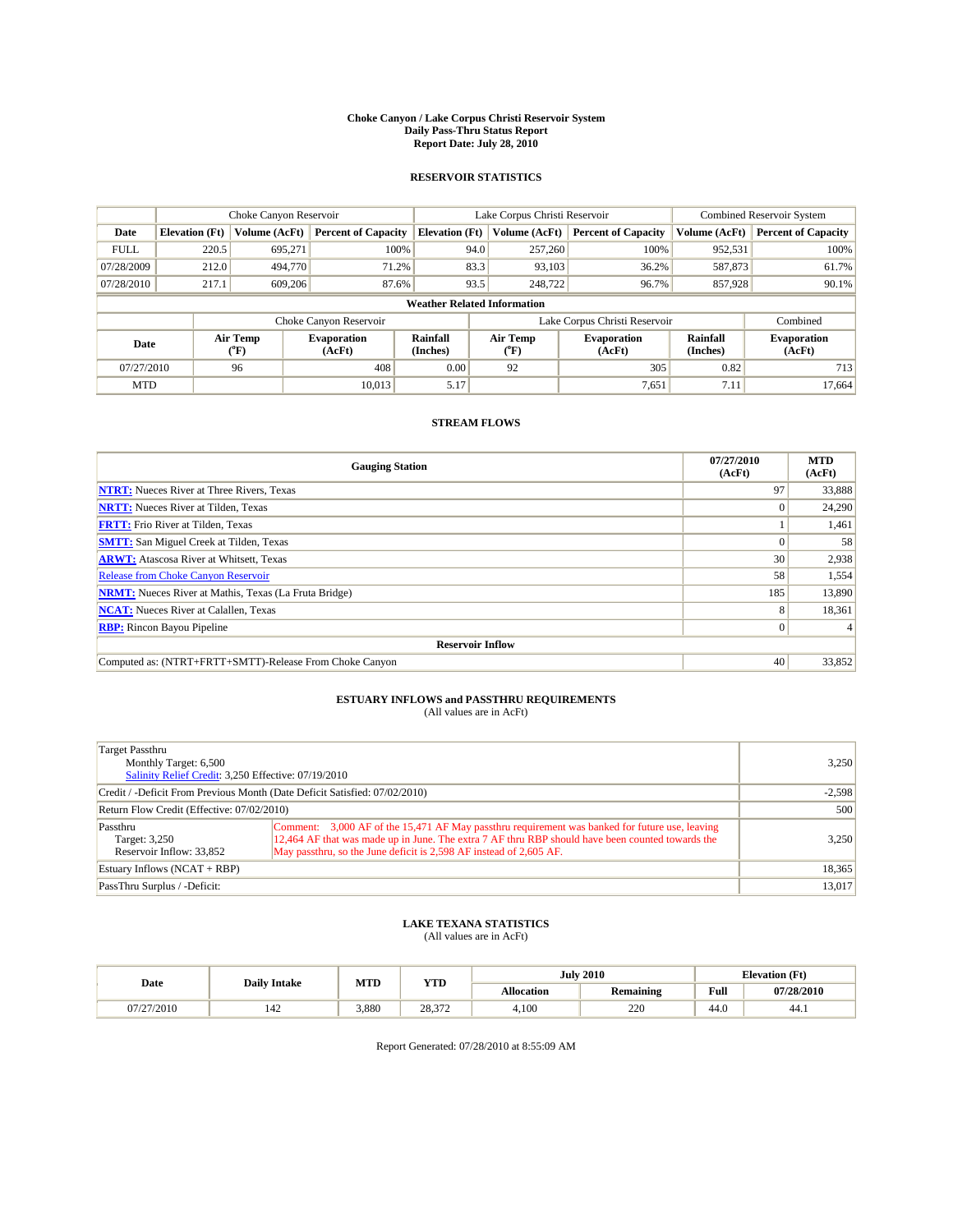# Choke Canyon / Lake Corpus Christi Reservoir System
## Daily Pass-Thru Status Report
### Report Date: July 28, 2010

## RESERVOIR STATISTICS

| | Choke Canyon Reservoir | | | Lake Corpus Christi Reservoir | | | Combined Reservoir System | |
|---|---|---|---|---|---|---|---|---|
| Date | Elevation (Ft) | Volume (AcFt) | Percent of Capacity | Elevation (Ft) | Volume (AcFt) | Percent of Capacity | Volume (AcFt) | Percent of Capacity |
| FULL | 220.5 | 695,271 | 100% | 94.0 | 257,260 | 100% | 952,531 | 100% |
| 07/28/2009 | 212.0 | 494,770 | 71.2% | 83.3 | 93,103 | 36.2% | 587,873 | 61.7% |
| 07/28/2010 | 217.1 | 609,206 | 87.6% | 93.5 | 248,722 | 96.7% | 857,928 | 90.1% |

### Weather Related Information

| | Choke Canyon Reservoir | | | Lake Corpus Christi Reservoir | | | Combined |
|---|---|---|---|---|---|---|---|
| Date | Air Temp (°F) | Evaporation (AcFt) | Rainfall (Inches) | Air Temp (°F) | Evaporation (AcFt) | Rainfall (Inches) | Evaporation (AcFt) |
| 07/27/2010 | 96 | 408 | 0.00 | 92 | 305 | 0.82 | 713 |
| MTD | | 10,013 | 5.17 | | 7,651 | 7.11 | 17,664 |

## STREAM FLOWS

| Gauging Station | 07/27/2010 (AcFt) | MTD (AcFt) |
|---|---|---|
| NTRT: Nueces River at Three Rivers, Texas | 97 | 33,888 |
| NRTT: Nueces River at Tilden, Texas | 0 | 24,290 |
| FRTT: Frio River at Tilden, Texas | 1 | 1,461 |
| SMTT: San Miguel Creek at Tilden, Texas | 0 | 58 |
| ARWT: Atascosa River at Whitsett, Texas | 30 | 2,938 |
| Release from Choke Canyon Reservoir | 58 | 1,554 |
| NRMT: Nueces River at Mathis, Texas (La Fruta Bridge) | 185 | 13,890 |
| NCAT: Nueces River at Calallen, Texas | 8 | 18,361 |
| RBP: Rincon Bayou Pipeline | 0 | 4 |
| **Reservoir Inflow** | | |
| Computed as: (NTRT+FRTT+SMTT)-Release From Choke Canyon | 40 | 33,852 |

## ESTUARY INFLOWS and PASSTHRU REQUIREMENTS
(All values are in AcFt)

| | | |
|---|---|---|
| Target Passthru<br>Monthly Target: 6,500<br>Salinity Relief Credit: 3,250 Effective: 07/19/2010 | | 3,250 |
| Credit / -Deficit From Previous Month (Date Deficit Satisfied: 07/02/2010) | | -2,598 |
| Return Flow Credit (Effective: 07/02/2010) | | 500 |
| Passthru<br>Target: 3,250<br>Reservoir Inflow: 33,852 | Comment: 3,000 AF of the 15,471 AF May passthru requirement was banked for future use, leaving 12,464 AF that was made up in June. The extra 7 AF thru RBP should have been counted towards the May passthru, so the June deficit is 2,598 AF instead of 2,605 AF. | 3,250 |
| Estuary Inflows (NCAT + RBP) | | 18,365 |
| PassThru Surplus / -Deficit: | | 13,017 |

## LAKE TEXANA STATISTICS
(All values are in AcFt)

| Date | Daily Intake | MTD | YTD | July 2010 | | Elevation (Ft) | |
|---|---|---|---|---|---|---|---|
| | | | | Allocation | Remaining | Full | 07/28/2010 |
| 07/27/2010 | 142 | 3,880 | 28,372 | 4,100 | 220 | 44.0 | 44.1 |

Report Generated: 07/28/2010 at 8:55:09 AM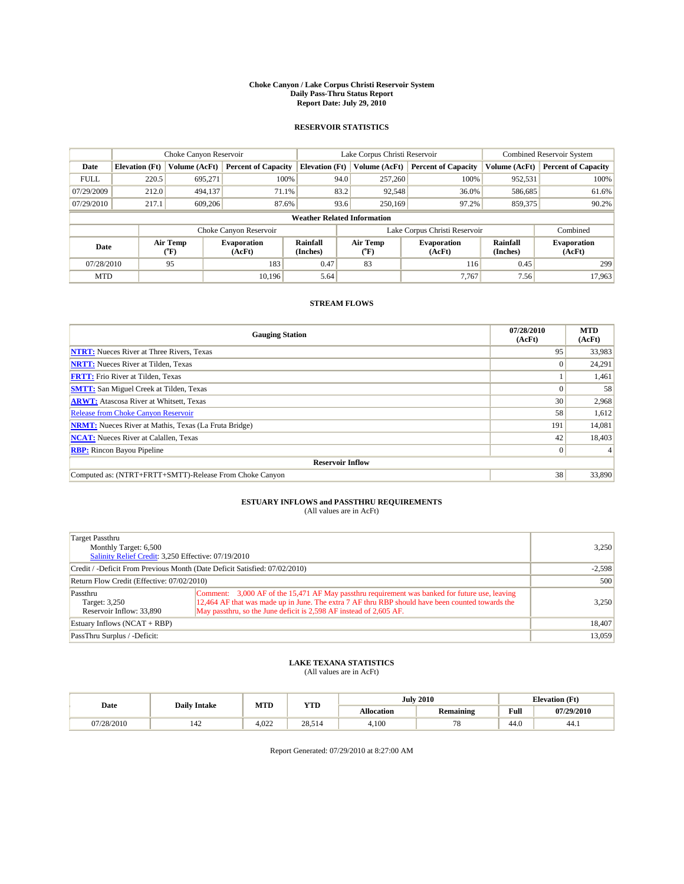# Choke Canyon / Lake Corpus Christi Reservoir System
## Daily Pass-Thru Status Report
## Report Date: July 29, 2010

### RESERVOIR STATISTICS

| | Choke Canyon Reservoir | | | Lake Corpus Christi Reservoir | | | Combined Reservoir System | |
|---|---|---|---|---|---|---|---|---|
| Date | Elevation (Ft) | Volume (AcFt) | Percent of Capacity | Elevation (Ft) | Volume (AcFt) | Percent of Capacity | Volume (AcFt) | Percent of Capacity |
| FULL | 220.5 | 695,271 | 100% | 94.0 | 257,260 | 100% | 952,531 | 100% |
| 07/29/2009 | 212.0 | 494,137 | 71.1% | 83.2 | 92,548 | 36.0% | 586,685 | 61.6% |
| 07/29/2010 | 217.1 | 609,206 | 87.6% | 93.6 | 250,169 | 97.2% | 859,375 | 90.2% |

**Weather Related Information**

| | Choke Canyon Reservoir | | | Lake Corpus Christi Reservoir | | | Combined |
|---|---|---|---|---|---|---|---|
| Date | Air Temp (°F) | Evaporation (AcFt) | Rainfall (Inches) | Air Temp (°F) | Evaporation (AcFt) | Rainfall (Inches) | Evaporation (AcFt) |
| 07/28/2010 | 95 | 183 | 0.47 | 83 | 116 | 0.45 | 299 |
| MTD | | 10,196 | 5.64 | | 7,767 | 7.56 | 17,963 |

### STREAM FLOWS

| Gauging Station | 07/28/2010 (AcFt) | MTD (AcFt) |
|---|---|---|
| NTRT: Nueces River at Three Rivers, Texas | 95 | 33,983 |
| NRTT: Nueces River at Tilden, Texas | 0 | 24,291 |
| FRTT: Frio River at Tilden, Texas | 1 | 1,461 |
| SMTT: San Miguel Creek at Tilden, Texas | 0 | 58 |
| ARWT: Atascosa River at Whitsett, Texas | 30 | 2,968 |
| Release from Choke Canyon Reservoir | 58 | 1,612 |
| NRMT: Nueces River at Mathis, Texas (La Fruta Bridge) | 191 | 14,081 |
| NCAT: Nueces River at Calallen, Texas | 42 | 18,403 |
| RBP: Rincon Bayou Pipeline | 0 | 4 |
| **Reservoir Inflow** | | |
| Computed as: (NTRT+FRTT+SMTT)-Release From Choke Canyon | 38 | 33,890 |

### ESTUARY INFLOWS and PASSTHRU REQUIREMENTS
(All values are in AcFt)

| | | |
|---|---|---|
| Target Passthru<br>Monthly Target: 6,500<br>Salinity Relief Credit: 3,250 Effective: 07/19/2010 | | 3,250 |
| Credit / -Deficit From Previous Month (Date Deficit Satisfied: 07/02/2010) | | -2,598 |
| Return Flow Credit (Effective: 07/02/2010) | | 500 |
| Passthru<br>Target: 3,250<br>Reservoir Inflow: 33,890 | Comment: 3,000 AF of the 15,471 AF May passthru requirement was banked for future use, leaving 12,464 AF that was made up in June. The extra 7 AF thru RBP should have been counted towards the May passthru, so the June deficit is 2,598 AF instead of 2,605 AF. | 3,250 |
| Estuary Inflows (NCAT + RBP) | | 18,407 |
| PassThru Surplus / -Deficit: | | 13,059 |

### LAKE TEXANA STATISTICS
(All values are in AcFt)

| Date | Daily Intake | MTD | YTD | July 2010 | | Elevation (Ft) | |
|---|---|---|---|---|---|---|---|
| | | | | Allocation | Remaining | Full | 07/29/2010 |
| 07/28/2010 | 142 | 4,022 | 28,514 | 4,100 | 78 | 44.0 | 44.1 |

Report Generated: 07/29/2010 at 8:27:00 AM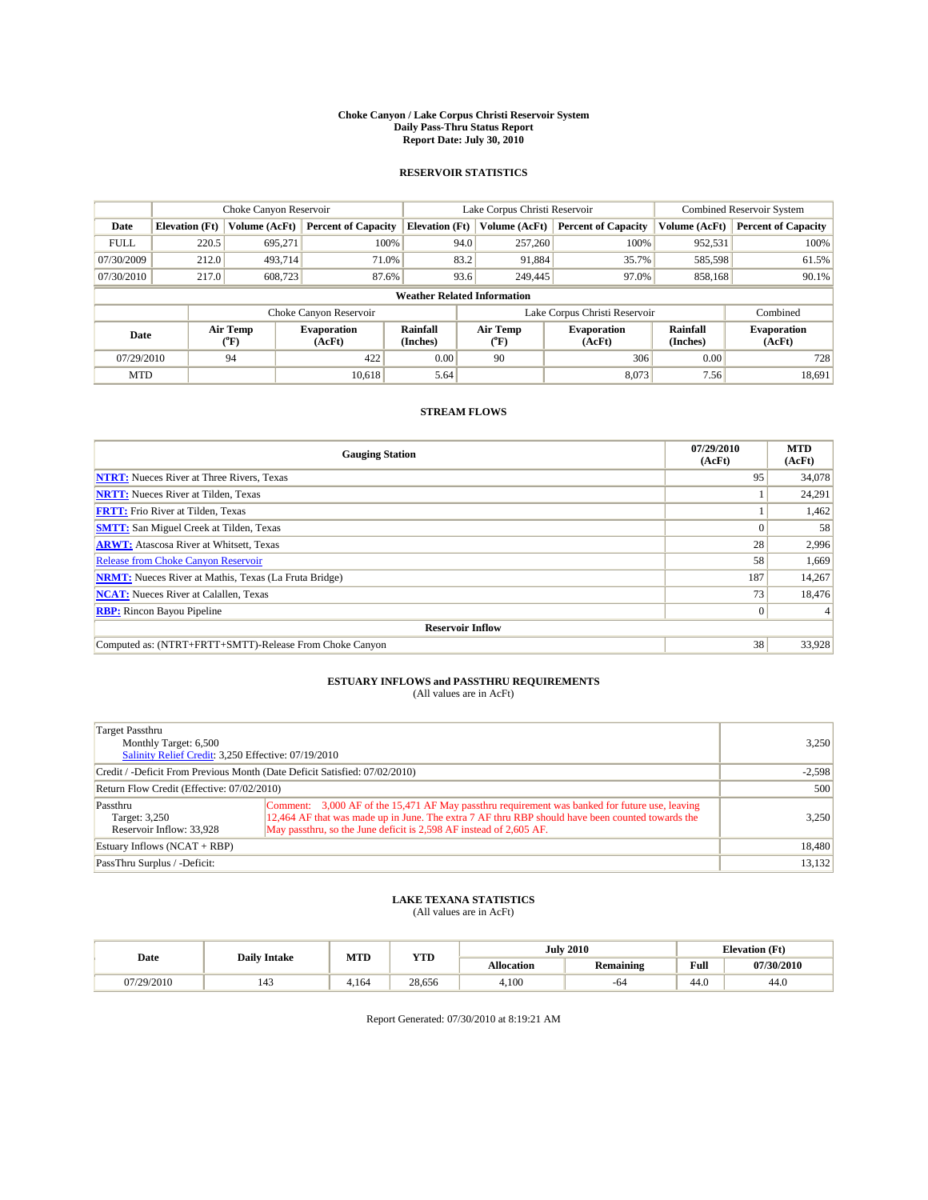**Choke Canyon / Lake Corpus Christi Reservoir System**
**Daily Pass-Thru Status Report**
**Report Date: July 30, 2010**

## RESERVOIR STATISTICS

| | Choke Canyon Reservoir | | | Lake Corpus Christi Reservoir | | | Combined Reservoir System | |
|---|---|---|---|---|---|---|---|---|
| **Date** | **Elevation (Ft)** | **Volume (AcFt)** | **Percent of Capacity** | **Elevation (Ft)** | **Volume (AcFt)** | **Percent of Capacity** | **Volume (AcFt)** | **Percent of Capacity** |
| FULL | 220.5 | 695,271 | 100% | 94.0 | 257,260 | 100% | 952,531 | 100% |
| 07/30/2009 | 212.0 | 493,714 | 71.0% | 83.2 | 91,884 | 35.7% | 585,598 | 61.5% |
| 07/30/2010 | 217.0 | 608,723 | 87.6% | 93.6 | 249,445 | 97.0% | 858,168 | 90.1% |

**Weather Related Information**

| | Choke Canyon Reservoir | | | Lake Corpus Christi Reservoir | | | Combined |
|---|---|---|---|---|---|---|---|
| **Date** | **Air Temp (°F)** | **Evaporation (AcFt)** | **Rainfall (Inches)** | **Air Temp (°F)** | **Evaporation (AcFt)** | **Rainfall (Inches)** | **Evaporation (AcFt)** |
| 07/29/2010 | 94 | 422 | 0.00 | 90 | 306 | 0.00 | 728 |
| MTD | | 10,618 | 5.64 | | 8,073 | 7.56 | 18,691 |

## STREAM FLOWS

| Gauging Station | 07/29/2010 (AcFt) | MTD (AcFt) |
|---|---|---|
| **NTRT:** Nueces River at Three Rivers, Texas | 95 | 34,078 |
| **NRTT:** Nueces River at Tilden, Texas | 1 | 24,291 |
| **FRTT:** Frio River at Tilden, Texas | 1 | 1,462 |
| **SMTT:** San Miguel Creek at Tilden, Texas | 0 | 58 |
| **ARWT:** Atascosa River at Whitsett, Texas | 28 | 2,996 |
| Release from Choke Canyon Reservoir | 58 | 1,669 |
| **NRMT:** Nueces River at Mathis, Texas (La Fruta Bridge) | 187 | 14,267 |
| **NCAT:** Nueces River at Calallen, Texas | 73 | 18,476 |
| **RBP:** Rincon Bayou Pipeline | 0 | 4 |
| **Reservoir Inflow** | | |
| Computed as: (NTRT+FRTT+SMTT)-Release From Choke Canyon | 38 | 33,928 |

## ESTUARY INFLOWS and PASSTHRU REQUIREMENTS

(All values are in AcFt)

| | | |
|---|---|---|
| Target Passthru<br>Monthly Target: 6,500<br>Salinity Relief Credit: 3,250 Effective: 07/19/2010 | | 3,250 |
| Credit / -Deficit From Previous Month (Date Deficit Satisfied: 07/02/2010) | | -2,598 |
| Return Flow Credit (Effective: 07/02/2010) | | 500 |
| Passthru<br>Target: 3,250<br>Reservoir Inflow: 33,928 | Comment: 3,000 AF of the 15,471 AF May passthru requirement was banked for future use, leaving 12,464 AF that was made up in June. The extra 7 AF thru RBP should have been counted towards the May passthru, so the June deficit is 2,598 AF instead of 2,605 AF. | 3,250 |
| Estuary Inflows (NCAT + RBP) | | 18,480 |
| PassThru Surplus / -Deficit: | | 13,132 |

## LAKE TEXANA STATISTICS

(All values are in AcFt)

| Date | Daily Intake | MTD | YTD | July 2010 | | Elevation (Ft) | |
|---|---|---|---|---|---|---|---|
| | | | | **Allocation** | **Remaining** | **Full** | **07/30/2010** |
| 07/29/2010 | 143 | 4,164 | 28,656 | 4,100 | -64 | 44.0 | 44.0 |

Report Generated: 07/30/2010 at 8:19:21 AM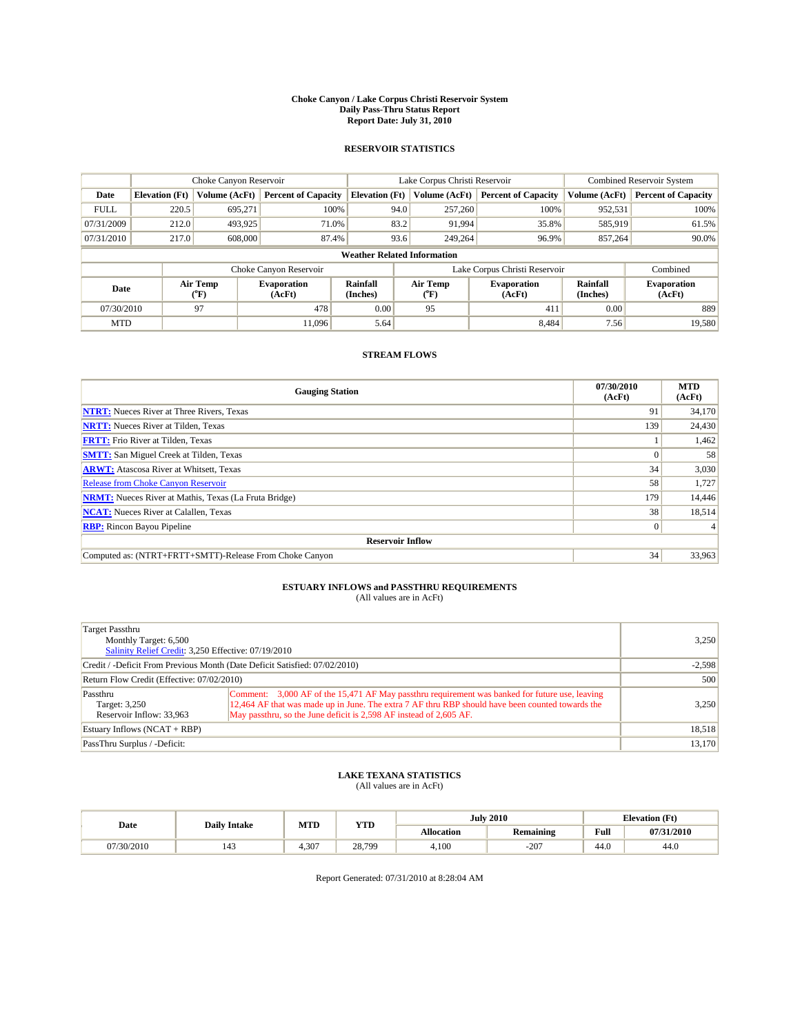# Choke Canyon / Lake Corpus Christi Reservoir System
## Daily Pass-Thru Status Report
### Report Date: July 31, 2010

## RESERVOIR STATISTICS

| | Choke Canyon Reservoir | | | Lake Corpus Christi Reservoir | | | Combined Reservoir System | |
|---|---|---|---|---|---|---|---|---|
| Date | Elevation (Ft) | Volume (AcFt) | Percent of Capacity | Elevation (Ft) | Volume (AcFt) | Percent of Capacity | Volume (AcFt) | Percent of Capacity |
| FULL | 220.5 | 695,271 | 100% | 94.0 | 257,260 | 100% | 952,531 | 100% |
| 07/31/2009 | 212.0 | 493,925 | 71.0% | 83.2 | 91,994 | 35.8% | 585,919 | 61.5% |
| 07/31/2010 | 217.0 | 608,000 | 87.4% | 93.6 | 249,264 | 96.9% | 857,264 | 90.0% |

**Weather Related Information**

| | Choke Canyon Reservoir | | | Lake Corpus Christi Reservoir | | | Combined |
|---|---|---|---|---|---|---|---|
| Date | Air Temp (°F) | Evaporation (AcFt) | Rainfall (Inches) | Air Temp (°F) | Evaporation (AcFt) | Rainfall (Inches) | Evaporation (AcFt) |
| 07/30/2010 | 97 | 478 | 0.00 | 95 | 411 | 0.00 | 889 |
| MTD | | 11,096 | 5.64 | | 8,484 | 7.56 | 19,580 |

## STREAM FLOWS

| Gauging Station | 07/30/2010 (AcFt) | MTD (AcFt) |
|---|---|---|
| NTRT: Nueces River at Three Rivers, Texas | 91 | 34,170 |
| NRTT: Nueces River at Tilden, Texas | 139 | 24,430 |
| FRTT: Frio River at Tilden, Texas | 1 | 1,462 |
| SMTT: San Miguel Creek at Tilden, Texas | 0 | 58 |
| ARWT: Atascosa River at Whitsett, Texas | 34 | 3,030 |
| Release from Choke Canyon Reservoir | 58 | 1,727 |
| NRMT: Nueces River at Mathis, Texas (La Fruta Bridge) | 179 | 14,446 |
| NCAT: Nueces River at Calallen, Texas | 38 | 18,514 |
| RBP: Rincon Bayou Pipeline | 0 | 4 |
| **Reservoir Inflow** | | |
| Computed as: (NTRT+FRTT+SMTT)-Release From Choke Canyon | 34 | 33,963 |

## ESTUARY INFLOWS and PASSTHRU REQUIREMENTS
(All values are in AcFt)

| | | |
|---|---|---|
| Target Passthru<br>Monthly Target: 6,500<br>Salinity Relief Credit: 3,250 Effective: 07/19/2010 | | 3,250 |
| Credit / -Deficit From Previous Month (Date Deficit Satisfied: 07/02/2010) | | -2,598 |
| Return Flow Credit (Effective: 07/02/2010) | | 500 |
| Passthru<br>Target: 3,250<br>Reservoir Inflow: 33,963 | Comment: 3,000 AF of the 15,471 AF May passthru requirement was banked for future use, leaving 12,464 AF that was made up in June. The extra 7 AF thru RBP should have been counted towards the May passthru, so the June deficit is 2,598 AF instead of 2,605 AF. | 3,250 |
| Estuary Inflows (NCAT + RBP) | | 18,518 |
| PassThru Surplus / -Deficit: | | 13,170 |

## LAKE TEXANA STATISTICS
(All values are in AcFt)

| Date | Daily Intake | MTD | YTD | July 2010 | | Elevation (Ft) | |
|---|---|---|---|---|---|---|---|
| | | | | Allocation | Remaining | Full | 07/31/2010 |
| 07/30/2010 | 143 | 4,307 | 28,799 | 4,100 | -207 | 44.0 | 44.0 |

Report Generated: 07/31/2010 at 8:28:04 AM